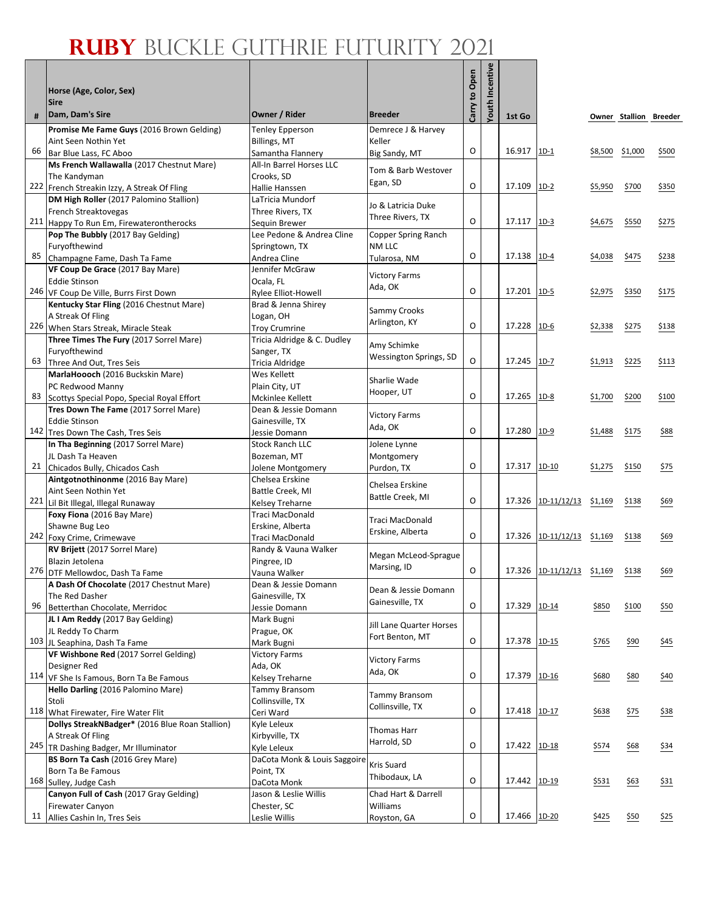# RUBY BUCKLE GUTHRIE FUTURITY 2021

| # | Horse (Age, Color, Sex)<br>Sire<br>Dam, Dam's Sire | Owner / Rider | Breeder | Carry to Open | Youth Incentive | 1st Go | | Owner | Stallion | Breeder |
|---|---|---|---|---|---|---|---|---|---|---|
| 66 | **Promise Me Fame Guys** (2016 Brown Gelding)<br>Aint Seen Nothin Yet<br>Bar Blue Lass, FC Aboo | Tenley Epperson<br>Billings, MT<br>Samantha Flannery | Demrece J & Harvey Keller<br>Big Sandy, MT | O | | 16.917 | 1D-1 | $8,500 | $1,000 | $500 |
| 222 | **Ms French Wallawalla** (2017 Chestnut Mare)<br>The Kandyman<br>French Streakin Izzy, A Streak Of Fling | All-In Barrel Horses LLC<br>Crooks, SD<br>Hallie Hanssen | Tom & Barb Westover<br>Egan, SD | O | | 17.109 | 1D-2 | $5,950 | $700 | $350 |
| 211 | **DM High Roller** (2017 Palomino Stallion)<br>French Streaktovegas<br>Happy To Run Em, Firewaterontherocks | LaTricia Mundorf<br>Three Rivers, TX<br>Sequin Brewer | Jo & Latricia Duke<br>Three Rivers, TX | O | | 17.117 | 1D-3 | $4,675 | $550 | $275 |
| 85 | **Pop The Bubbly** (2017 Bay Gelding)<br>Furyofthewind<br>Champagne Fame, Dash Ta Fame | Lee Pedone & Andrea Cline<br>Springtown, TX<br>Andrea Cline | Copper Spring Ranch NM LLC<br>Tularosa, NM | O | | 17.138 | 1D-4 | $4,038 | $475 | $238 |
| 246 | **VF Coup De Grace** (2017 Bay Mare)<br>Eddie Stinson<br>VF Coup De Ville, Burrs First Down | Jennifer McGraw<br>Ocala, FL<br>Rylee Elliot-Howell | Victory Farms<br>Ada, OK | O | | 17.201 | 1D-5 | $2,975 | $350 | $175 |
| 226 | **Kentucky Star Fling** (2016 Chestnut Mare)<br>A Streak Of Fling<br>When Stars Streak, Miracle Steak | Brad & Jenna Shirey<br>Logan, OH<br>Troy Crumrine | Sammy Crooks<br>Arlington, KY | O | | 17.228 | 1D-6 | $2,338 | $275 | $138 |
| 63 | **Three Times The Fury** (2017 Sorrel Mare)<br>Furyofthewind<br>Three And Out, Tres Seis | Tricia Aldridge & C. Dudley<br>Sanger, TX<br>Tricia Aldridge | Amy Schimke<br>Wessington Springs, SD | O | | 17.245 | 1D-7 | $1,913 | $225 | $113 |
| 83 | **MarlaHoooch** (2016 Buckskin Mare)<br>PC Redwood Manny<br>Scottys Special Popo, Special Royal Effort | Wes Kellett<br>Plain City, UT<br>Mckinlee Kellett | Sharlie Wade<br>Hooper, UT | O | | 17.265 | 1D-8 | $1,700 | $200 | $100 |
| 142 | **Tres Down The Fame** (2017 Sorrel Mare)<br>Eddie Stinson<br>Tres Down The Cash, Tres Seis | Dean & Jessie Domann<br>Gainesville, TX<br>Jessie Domann | Victory Farms<br>Ada, OK | O | | 17.280 | 1D-9 | $1,488 | $175 | $88 |
| 21 | **In Tha Beginning** (2017 Sorrel Mare)<br>JL Dash Ta Heaven<br>Chicados Bully, Chicados Cash | Stock Ranch LLC<br>Bozeman, MT<br>Jolene Montgomery | Jolene Lynne Montgomery<br>Purdon, TX | O | | 17.317 | 1D-10 | $1,275 | $150 | $75 |
| 221 | **Aintgotnothinonme** (2016 Bay Mare)<br>Aint Seen Nothin Yet<br>Lil Bit Illegal, Illegal Runaway | Chelsea Erskine<br>Battle Creek, MI<br>Kelsey Treharne | Chelsea Erskine<br>Battle Creek, MI | O | | 17.326 | 1D-11/12/13 | $1,169 | $138 | $69 |
| 242 | **Foxy Fiona** (2016 Bay Mare)<br>Shawne Bug Leo<br>Foxy Crime, Crimewave | Traci MacDonald<br>Erskine, Alberta<br>Traci MacDonald | Traci MacDonald<br>Erskine, Alberta | O | | 17.326 | 1D-11/12/13 | $1,169 | $138 | $69 |
| 276 | **RV Brijett** (2017 Sorrel Mare)<br>Blazin Jetolena<br>DTF Mellowdoc, Dash Ta Fame | Randy & Vauna Walker<br>Pingree, ID<br>Vauna Walker | Megan McLeod-Sprague<br>Marsing, ID | O | | 17.326 | 1D-11/12/13 | $1,169 | $138 | $69 |
| 96 | **A Dash Of Chocolate** (2017 Chestnut Mare)<br>The Red Dasher<br>Betterthan Chocolate, Merridoc | Dean & Jessie Domann<br>Gainesville, TX<br>Jessie Domann | Dean & Jessie Domann<br>Gainesville, TX | O | | 17.329 | 1D-14 | $850 | $100 | $50 |
| 103 | **JL I Am Reddy** (2017 Bay Gelding)<br>JL Reddy To Charm<br>JL Seaphina, Dash Ta Fame | Mark Bugni<br>Prague, OK<br>Mark Bugni | Jill Lane Quarter Horses<br>Fort Benton, MT | O | | 17.378 | 1D-15 | $765 | $90 | $45 |
| 114 | **VF Wishbone Red** (2017 Sorrel Gelding)<br>Designer Red<br>VF She Is Famous, Born Ta Be Famous | Victory Farms<br>Ada, OK<br>Kelsey Treharne | Victory Farms<br>Ada, OK | O | | 17.379 | 1D-16 | $680 | $80 | $40 |
| 118 | **Hello Darling** (2016 Palomino Mare)<br>Stoli<br>What Firewater, Fire Water Flit | Tammy Bransom<br>Collinsville, TX<br>Ceri Ward | Tammy Bransom<br>Collinsville, TX | O | | 17.418 | 1D-17 | $638 | $75 | $38 |
| 245 | **Dollys StreakNBadger*** (2016 Blue Roan Stallion)<br>A Streak Of Fling<br>TR Dashing Badger, Mr Illuminator | Kyle Leleux<br>Kirbyville, TX<br>Kyle Leleux | Thomas Harr<br>Harrold, SD | O | | 17.422 | 1D-18 | $574 | $68 | $34 |
| 168 | **BS Born Ta Cash** (2016 Grey Mare)<br>Born Ta Be Famous<br>Sulley, Judge Cash | DaCota Monk & Louis Saggoire<br>Point, TX<br>DaCota Monk | Kris Suard<br>Thibodaux, LA | O | | 17.442 | 1D-19 | $531 | $63 | $31 |
| 11 | **Canyon Full of Cash** (2017 Gray Gelding)<br>Firewater Canyon<br>Allies Cashin In, Tres Seis | Jason & Leslie Willis<br>Chester, SC<br>Leslie Willis | Chad Hart & Darrell Williams<br>Royston, GA | O | | 17.466 | 1D-20 | $425 | $50 | $25 |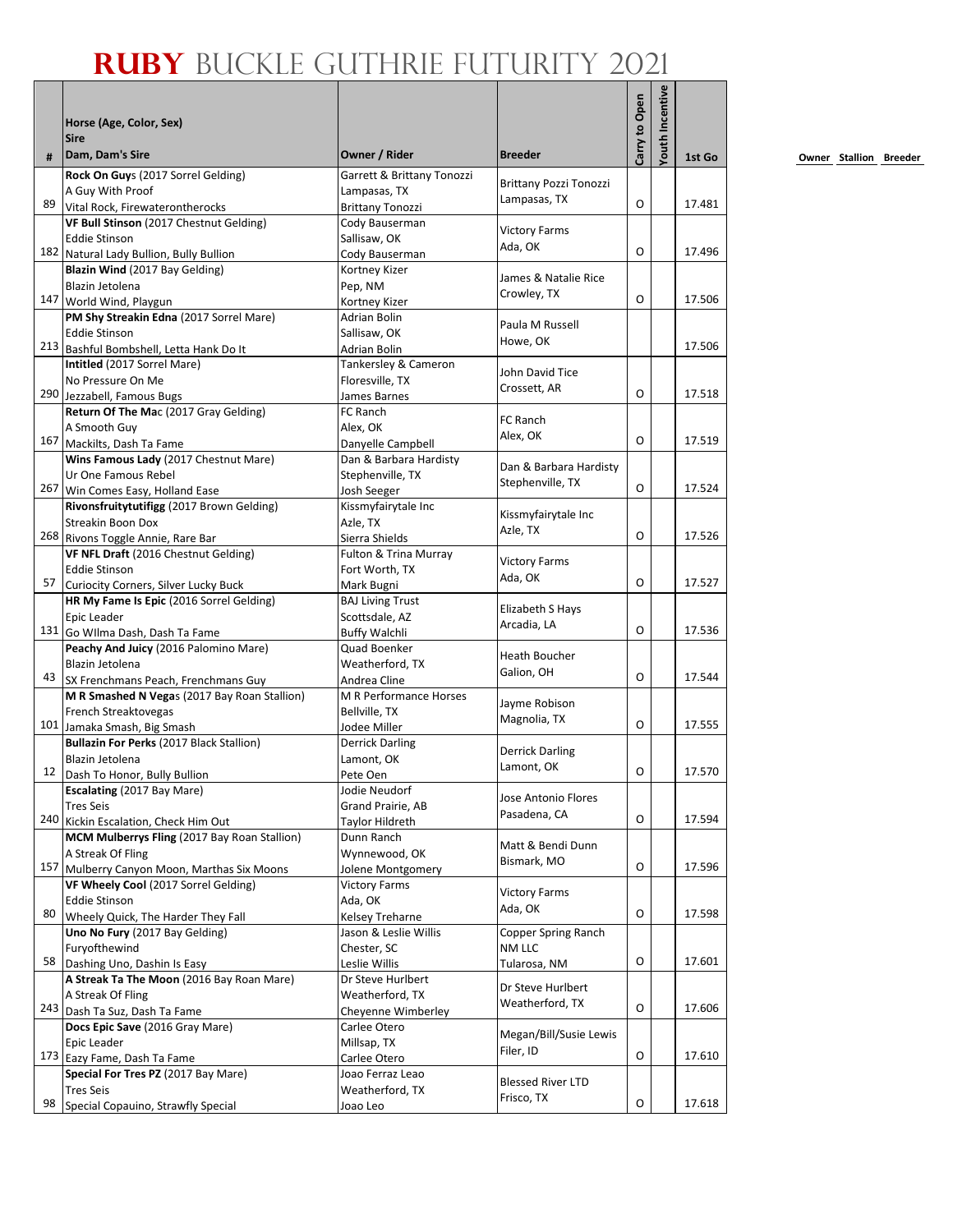# RUBY BUCKLE GUTHRIE FUTURITY 2021

| # | Horse (Age, Color, Sex)<br>Sire<br>Dam, Dam's Sire | Owner / Rider | Breeder | Carry to Open | Youth Incentive | 1st Go |
|---|---|---|---|---|---|---|
| 89 | **Rock On Guys** (2017 Sorrel Gelding)<br>A Guy With Proof<br>Vital Rock, Firewaterontherocks | Garrett & Brittany Tonozzi<br>Lampasas, TX<br>Brittany Tonozzi | Brittany Pozzi Tonozzi<br>Lampasas, TX | O | | 17.481 |
| 182 | **VF Bull Stinson** (2017 Chestnut Gelding)<br>Eddie Stinson<br>Natural Lady Bullion, Bully Bullion | Cody Bauserman<br>Sallisaw, OK<br>Cody Bauserman | Victory Farms<br>Ada, OK | O | | 17.496 |
| 147 | **Blazin Wind** (2017 Bay Gelding)<br>Blazin Jetolena<br>World Wind, Playgun | Kortney Kizer<br>Pep, NM<br>Kortney Kizer | James & Natalie Rice<br>Crowley, TX | O | | 17.506 |
| 213 | **PM Shy Streakin Edna** (2017 Sorrel Mare)<br>Eddie Stinson<br>Bashful Bombshell, Letta Hank Do It | Adrian Bolin<br>Sallisaw, OK<br>Adrian Bolin | Paula M Russell<br>Howe, OK | | | 17.506 |
| 290 | **Intitled** (2017 Sorrel Mare)<br>No Pressure On Me<br>Jezzabell, Famous Bugs | Tankersley & Cameron<br>Floresville, TX<br>James Barnes | John David Tice<br>Crossett, AR | O | | 17.518 |
| 167 | **Return Of The Mac** (2017 Gray Gelding)<br>A Smooth Guy<br>Mackilts, Dash Ta Fame | FC Ranch<br>Alex, OK<br>Danyelle Campbell | FC Ranch<br>Alex, OK | O | | 17.519 |
| 267 | **Wins Famous Lady** (2017 Chestnut Mare)<br>Ur One Famous Rebel<br>Win Comes Easy, Holland Ease | Dan & Barbara Hardisty<br>Stephenville, TX<br>Josh Seeger | Dan & Barbara Hardisty<br>Stephenville, TX | O | | 17.524 |
| 268 | **Rivonsfruitytutifigg** (2017 Brown Gelding)<br>Streakin Boon Dox<br>Rivons Toggle Annie, Rare Bar | Kissmyfairytale Inc<br>Azle, TX<br>Sierra Shields | Kissmyfairytale Inc<br>Azle, TX | O | | 17.526 |
| 57 | **VF NFL Draft** (2016 Chestnut Gelding)<br>Eddie Stinson<br>Curiocity Corners, Silver Lucky Buck | Fulton & Trina Murray<br>Fort Worth, TX<br>Mark Bugni | Victory Farms<br>Ada, OK | O | | 17.527 |
| 131 | **HR My Fame Is Epic** (2016 Sorrel Gelding)<br>Epic Leader<br>Go WIlma Dash, Dash Ta Fame | BAJ Living Trust<br>Scottsdale, AZ<br>Buffy Walchli | Elizabeth S Hays<br>Arcadia, LA | O | | 17.536 |
| 43 | **Peachy And Juicy** (2016 Palomino Mare)<br>Blazin Jetolena<br>SX Frenchmans Peach, Frenchmans Guy | Quad Boenker<br>Weatherford, TX<br>Andrea Cline | Heath Boucher<br>Galion, OH | O | | 17.544 |
| 101 | **M R Smashed N Vegas** (2017 Bay Roan Stallion)<br>French Streaktovegas<br>Jamaka Smash, Big Smash | M R Performance Horses<br>Bellville, TX<br>Jodee Miller | Jayme Robison<br>Magnolia, TX | O | | 17.555 |
| 12 | **Bullazin For Perks** (2017 Black Stallion)<br>Blazin Jetolena<br>Dash To Honor, Bully Bullion | Derrick Darling<br>Lamont, OK<br>Pete Oen | Derrick Darling<br>Lamont, OK | O | | 17.570 |
| 240 | **Escalating** (2017 Bay Mare)<br>Tres Seis<br>Kickin Escalation, Check Him Out | Jodie Neudorf<br>Grand Prairie, AB<br>Taylor Hildreth | Jose Antonio Flores<br>Pasadena, CA | O | | 17.594 |
| 157 | **MCM Mulberrys Fling** (2017 Bay Roan Stallion)<br>A Streak Of Fling<br>Mulberry Canyon Moon, Marthas Six Moons | Dunn Ranch<br>Wynnewood, OK<br>Jolene Montgomery | Matt & Bendi Dunn<br>Bismark, MO | O | | 17.596 |
| 80 | **VF Wheely Cool** (2017 Sorrel Gelding)<br>Eddie Stinson<br>Wheely Quick, The Harder They Fall | Victory Farms<br>Ada, OK<br>Kelsey Treharne | Victory Farms<br>Ada, OK | O | | 17.598 |
| 58 | **Uno No Fury** (2017 Bay Gelding)<br>Furyofthewind<br>Dashing Uno, Dashin Is Easy | Jason & Leslie Willis<br>Chester, SC<br>Leslie Willis | Copper Spring Ranch NM LLC<br>Tularosa, NM | O | | 17.601 |
| 243 | **A Streak Ta The Moon** (2016 Bay Roan Mare)<br>A Streak Of Fling<br>Dash Ta Suz, Dash Ta Fame | Dr Steve Hurlbert<br>Weatherford, TX<br>Cheyenne Wimberley | Dr Steve Hurlbert<br>Weatherford, TX | O | | 17.606 |
| 173 | **Docs Epic Save** (2016 Gray Mare)<br>Epic Leader<br>Eazy Fame, Dash Ta Fame | Carlee Otero<br>Millsap, TX<br>Carlee Otero | Megan/Bill/Susie Lewis<br>Filer, ID | O | | 17.610 |
| 98 | **Special For Tres PZ** (2017 Bay Mare)<br>Tres Seis<br>Special Copauino, Strawfly Special | Joao Ferraz Leao<br>Weatherford, TX<br>Joao Leo | Blessed River LTD<br>Frisco, TX | O | | 17.618 |

Owner Stallion Breeder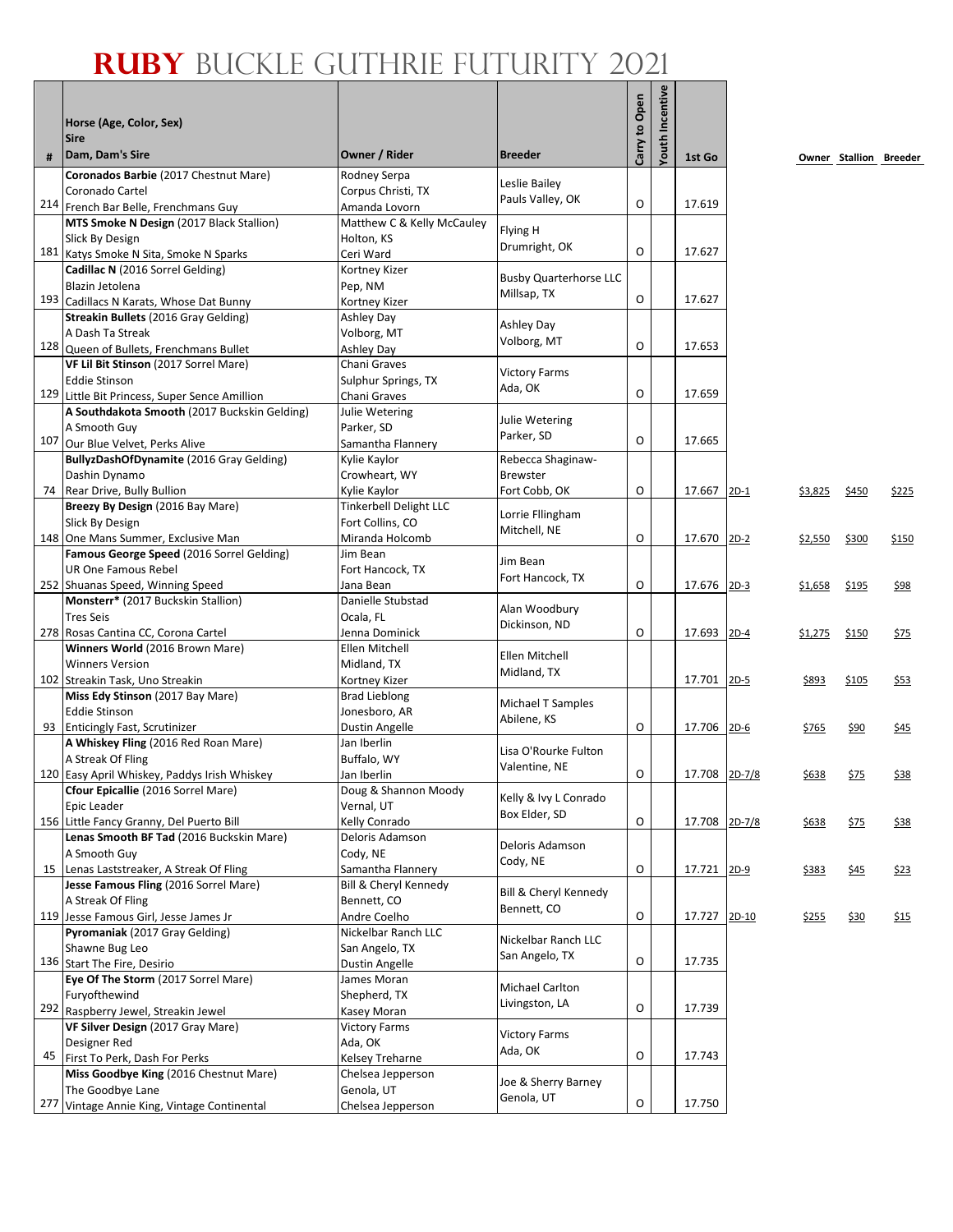# RUBY BUCKLE GUTHRIE FUTURITY 2021

| # | Horse (Age, Color, Sex)<br>Sire<br>Dam, Dam's Sire | Owner / Rider | Breeder | Carry to Open | Youth Incentive | 1st Go | | Owner | Stallion | Breeder |
|---|---|---|---|---|---|---|---|---|---|---|
| 214 | **Coronados Barbie** (2017 Chestnut Mare)<br>Coronado Cartel<br>French Bar Belle, Frenchmans Guy | Rodney Serpa<br>Corpus Christi, TX<br>Amanda Lovorn | Leslie Bailey<br>Pauls Valley, OK | O | | 17.619 | | | | |
| 181 | **MTS Smoke N Design** (2017 Black Stallion)<br>Slick By Design<br>Katys Smoke N Sita, Smoke N Sparks | Matthew C & Kelly McCauley<br>Holton, KS<br>Ceri Ward | Flying H<br>Drumright, OK | O | | 17.627 | | | | |
| 193 | **Cadillac N** (2016 Sorrel Gelding)<br>Blazin Jetolena<br>Cadillacs N Karats, Whose Dat Bunny | Kortney Kizer<br>Pep, NM<br>Kortney Kizer | Busby Quarterhorse LLC<br>Millsap, TX | O | | 17.627 | | | | |
| 128 | **Streakin Bullets** (2016 Gray Gelding)<br>A Dash Ta Streak<br>Queen of Bullets, Frenchmans Bullet | Ashley Day<br>Volborg, MT<br>Ashley Day | Ashley Day<br>Volborg, MT | O | | 17.653 | | | | |
| 129 | **VF Lil Bit Stinson** (2017 Sorrel Mare)<br>Eddie Stinson<br>Little Bit Princess, Super Sence Amillion | Chani Graves<br>Sulphur Springs, TX<br>Chani Graves | Victory Farms<br>Ada, OK | O | | 17.659 | | | | |
| 107 | **A Southdakota Smooth** (2017 Buckskin Gelding)<br>A Smooth Guy<br>Our Blue Velvet, Perks Alive | Julie Wetering<br>Parker, SD<br>Samantha Flannery | Julie Wetering<br>Parker, SD | O | | 17.665 | | | | |
| 74 | **BullyzDashOfDynamite** (2016 Gray Gelding)<br>Dashin Dynamo<br>Rear Drive, Bully Bullion | Kylie Kaylor<br>Crowheart, WY<br>Kylie Kaylor | Rebecca Shaginaw-Brewster<br>Fort Cobb, OK | O | | 17.667 | 2D-1 | $3,825 | $450 | $225 |
| 148 | **Breezy By Design** (2016 Bay Mare)<br>Slick By Design<br>One Mans Summer, Exclusive Man | Tinkerbell Delight LLC<br>Fort Collins, CO<br>Miranda Holcomb | Lorrie Fllingham<br>Mitchell, NE | O | | 17.670 | 2D-2 | $2,550 | $300 | $150 |
| 252 | **Famous George** (2016 Sorrel Gelding)<br>UR One Famous Rebel<br>Shuanas Speed, Winning Speed | Jim Bean<br>Fort Hancock, TX<br>Jana Bean | Jim Bean<br>Fort Hancock, TX | O | | 17.676 | 2D-3 | $1,658 | $195 | $98 |
| 278 | **Monsterr*** (2017 Buckskin Stallion)<br>Tres Seis<br>Rosas Cantina CC, Corona Cartel | Danielle Stubstad<br>Ocala, FL<br>Jenna Dominick | Alan Woodbury<br>Dickinson, ND | O | | 17.693 | 2D-4 | $1,275 | $150 | $75 |
| 102 | **Winners World** (2016 Brown Mare)<br>Winners Version<br>Streakin Task, Uno Streakin | Ellen Mitchell<br>Midland, TX<br>Kortney Kizer | Ellen Mitchell<br>Midland, TX | | | 17.701 | 2D-5 | $893 | $105 | $53 |
| 93 | **Miss Edy Stinson** (2017 Bay Mare)<br>Eddie Stinson<br>Enticingly Fast, Scrutinizer | Brad Lieblong<br>Jonesboro, AR<br>Dustin Angelle | Michael T Samples<br>Abilene, KS | O | | 17.706 | 2D-6 | $765 | $90 | $45 |
| 120 | **A Whiskey Fling** (2016 Red Roan Mare)<br>A Streak Of Fling<br>Easy April Whiskey, Paddys Irish Whiskey | Jan Iberlin<br>Buffalo, WY<br>Jan Iberlin | Lisa O'Rourke Fulton<br>Valentine, NE | O | | 17.708 | 2D-7/8 | $638 | $75 | $38 |
| 156 | **Cfour Epicallie** (2016 Sorrel Mare)<br>Epic Leader<br>Little Fancy Granny, Del Puerto Bill | Doug & Shannon Moody<br>Vernal, UT<br>Kelly Conrado | Kelly & Ivy L Conrado<br>Box Elder, SD | O | | 17.708 | 2D-7/8 | $638 | $75 | $38 |
| 15 | **Lenas Smooth BF Tad** (2016 Buckskin Mare)<br>A Smooth Guy<br>Lenas Laststreaker, A Streak Of Fling | Deloris Adamson<br>Cody, NE<br>Samantha Flannery | Deloris Adamson<br>Cody, NE | O | | 17.721 | 2D-9 | $383 | $45 | $23 |
| 119 | **Jesse Famous Fling** (2016 Sorrel Mare)<br>A Streak Of Fling<br>Jesse Famous Girl, Jesse James Jr | Bill & Cheryl Kennedy<br>Bennett, CO<br>Andre Coelho | Bill & Cheryl Kennedy<br>Bennett, CO | O | | 17.727 | 2D-10 | $255 | $30 | $15 |
| 136 | **Pyromaniak** (2017 Gray Gelding)<br>Shawne Bug Leo<br>Start The Fire, Desirio | Nickelbar Ranch LLC<br>San Angelo, TX<br>Dustin Angelle | Nickelbar Ranch LLC<br>San Angelo, TX | O | | 17.735 | | | | |
| 292 | **Eye Of The Storm** (2017 Sorrel Mare)<br>Furyofthewind<br>Raspberry Jewel, Streakin Jewel | James Moran<br>Shepherd, TX<br>Kasey Moran | Michael Carlton<br>Livingston, LA | O | | 17.739 | | | | |
| 45 | **VF Silver Design** (2017 Gray Mare)<br>Designer Red<br>First To Perk, Dash For Perks | Victory Farms<br>Ada, OK<br>Kelsey Treharne | Victory Farms<br>Ada, OK | O | | 17.743 | | | | |
| 277 | **Miss Goodbye King** (2016 Chestnut Mare)<br>The Goodbye Lane<br>Vintage Annie King, Vintage Continental | Chelsea Jepperson<br>Genola, UT<br>Chelsea Jepperson | Joe & Sherry Barney<br>Genola, UT | O | | 17.750 | | | | |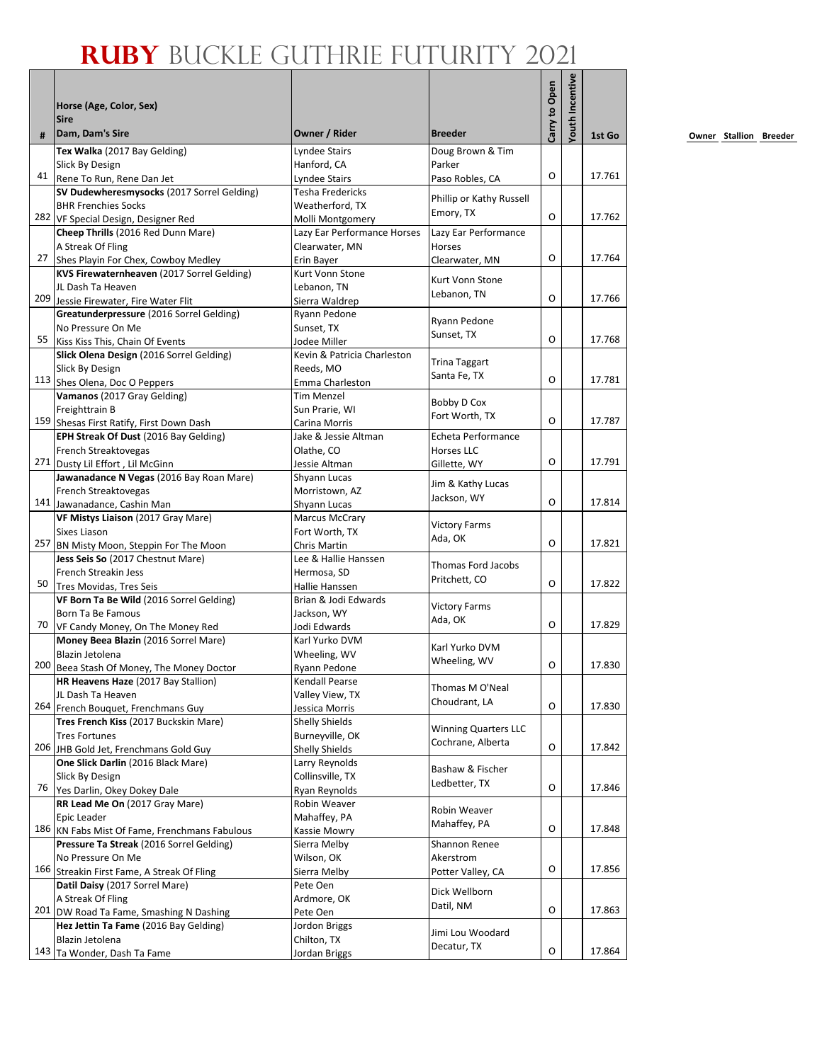# RUBY BUCKLE GUTHRIE FUTURITY 2021

| # | Horse (Age, Color, Sex)<br>Sire<br>Dam, Dam's Sire | Owner / Rider | Breeder | Carry to Open | Youth Incentive | 1st Go |
|---|---|---|---|---|---|---|
| 41 | **Tex Walka** (2017 Bay Gelding)<br>Slick By Design<br>Rene To Run, Rene Dan Jet | Lyndee Stairs<br>Hanford, CA<br>Lyndee Stairs | Doug Brown & Tim Parker<br>Paso Robles, CA | O | | 17.761 |
| 282 | **SV Dudewheresmysocks** (2017 Sorrel Gelding)<br>BHR Frenchies Socks<br>VF Special Design, Designer Red | Tesha Fredericks<br>Weatherford, TX<br>Molli Montgomery | Phillip or Kathy Russell<br>Emory, TX | O | | 17.762 |
| 27 | **Cheep Thrills** (2016 Red Dunn Mare)<br>A Streak Of Fling<br>Shes Playin For Chex, Cowboy Medley | Lazy Ear Performance Horses<br>Clearwater, MN<br>Erin Bayer | Lazy Ear Performance Horses<br>Clearwater, MN | O | | 17.764 |
| 209 | **KVS Firewaternheaven** (2017 Sorrel Gelding)<br>JL Dash Ta Heaven<br>Jessie Firewater, Fire Water Flit | Kurt Vonn Stone<br>Lebanon, TN<br>Sierra Waldrep | Kurt Vonn Stone<br>Lebanon, TN | O | | 17.766 |
| 55 | **Greatunderpressure** (2016 Sorrel Gelding)<br>No Pressure On Me<br>Kiss Kiss This, Chain Of Events | Ryann Pedone<br>Sunset, TX<br>Jodee Miller | Ryann Pedone<br>Sunset, TX | O | | 17.768 |
| 113 | **Slick Olena Design** (2016 Sorrel Gelding)<br>Slick By Design<br>Shes Olena, Doc O Peppers | Kevin & Patricia Charleston<br>Reeds, MO<br>Emma Charleston | Trina Taggart<br>Santa Fe, TX | O | | 17.781 |
| 159 | **Vamanos** (2017 Gray Gelding)<br>Freighttrain B<br>Shesas First Ratify, First Down Dash | Tim Menzel<br>Sun Prarie, WI<br>Carina Morris | Bobby D Cox<br>Fort Worth, TX | O | | 17.787 |
| 271 | **EPH Streak Of Dust** (2016 Bay Gelding)<br>French Streaktovegas<br>Dusty Lil Effort , Lil McGinn | Jake & Jessie Altman<br>Olathe, CO<br>Jessie Altman | Echeta Performance Horses LLC<br>Gillette, WY | O | | 17.791 |
| 141 | **Jawanadance N Vegas** (2016 Bay Roan Mare)<br>French Streaktovegas<br>Jawanadance, Cashin Man | Shyann Lucas<br>Morristown, AZ<br>Shyann Lucas | Jim & Kathy Lucas<br>Jackson, WY | O | | 17.814 |
| 257 | **VF Mistys Liaison** (2017 Gray Mare)<br>Sixes Liason<br>BN Misty Moon, Steppin For The Moon | Marcus McCrary<br>Fort Worth, TX<br>Chris Martin | Victory Farms<br>Ada, OK | O | | 17.821 |
| 50 | **Jess Seis So** (2017 Chestnut Mare)<br>French Streakin Jess<br>Tres Movidas, Tres Seis | Lee & Hallie Hanssen<br>Hermosa, SD<br>Hallie Hanssen | Thomas Ford Jacobs<br>Pritchett, CO | O | | 17.822 |
| 70 | **VF Born Ta Be Wild** (2016 Sorrel Gelding)<br>Born Ta Be Famous<br>VF Candy Money, On The Money Red | Brian & Jodi Edwards<br>Jackson, WY<br>Jodi Edwards | Victory Farms<br>Ada, OK | O | | 17.829 |
| 200 | **Money Beea Blazin** (2016 Sorrel Mare)<br>Blazin Jetolena<br>Beea Stash Of Money, The Money Doctor | Karl Yurko DVM<br>Wheeling, WV<br>Ryann Pedone | Karl Yurko DVM<br>Wheeling, WV | O | | 17.830 |
| 264 | **HR Heavens Haze** (2017 Bay Stallion)<br>JL Dash Ta Heaven<br>French Bouquet, Frenchmans Guy | Kendall Pearse<br>Valley View, TX<br>Jessica Morris | Thomas M O'Neal<br>Choudrant, LA | O | | 17.830 |
| 206 | **Tres French Kiss** (2017 Buckskin Mare)<br>Tres Fortunes<br>JHB Gold Jet, Frenchmans Gold Guy | Shelly Shields<br>Burneyville, OK<br>Shelly Shields | Winning Quarters LLC<br>Cochrane, Alberta | O | | 17.842 |
| 76 | **One Slick Darlin** (2016 Black Mare)<br>Slick By Design<br>Yes Darlin, Okey Dokey Dale | Larry Reynolds<br>Collinsville, TX<br>Ryan Reynolds | Bashaw & Fischer<br>Ledbetter, TX | O | | 17.846 |
| 186 | **RR Lead Me On** (2017 Gray Mare)<br>Epic Leader<br>KN Fabs Mist Of Fame, Frenchmans Fabulous | Robin Weaver<br>Mahaffey, PA<br>Kassie Mowry | Robin Weaver<br>Mahaffey, PA | O | | 17.848 |
| 166 | **Pressure Ta Streak** (2016 Sorrel Gelding)<br>No Pressure On Me<br>Streakin First Fame, A Streak Of Fling | Sierra Melby<br>Wilson, OK<br>Sierra Melby | Shannon Renee Akerstrom<br>Potter Valley, CA | O | | 17.856 |
| 201 | **Datil Daisy** (2017 Sorrel Mare)<br>A Streak Of Fling<br>DW Road Ta Fame, Smashing N Dashing | Pete Oen<br>Ardmore, OK<br>Pete Oen | Dick Wellborn<br>Datil, NM | O | | 17.863 |
| 143 | **Hez Jettin Ta Fame** (2016 Bay Gelding)<br>Blazin Jetolena<br>Ta Wonder, Dash Ta Fame | Jordon Briggs<br>Chilton, TX<br>Jordon Briggs | Jimi Lou Woodard<br>Decatur, TX | O | | 17.864 |

Owner Stallion Breeder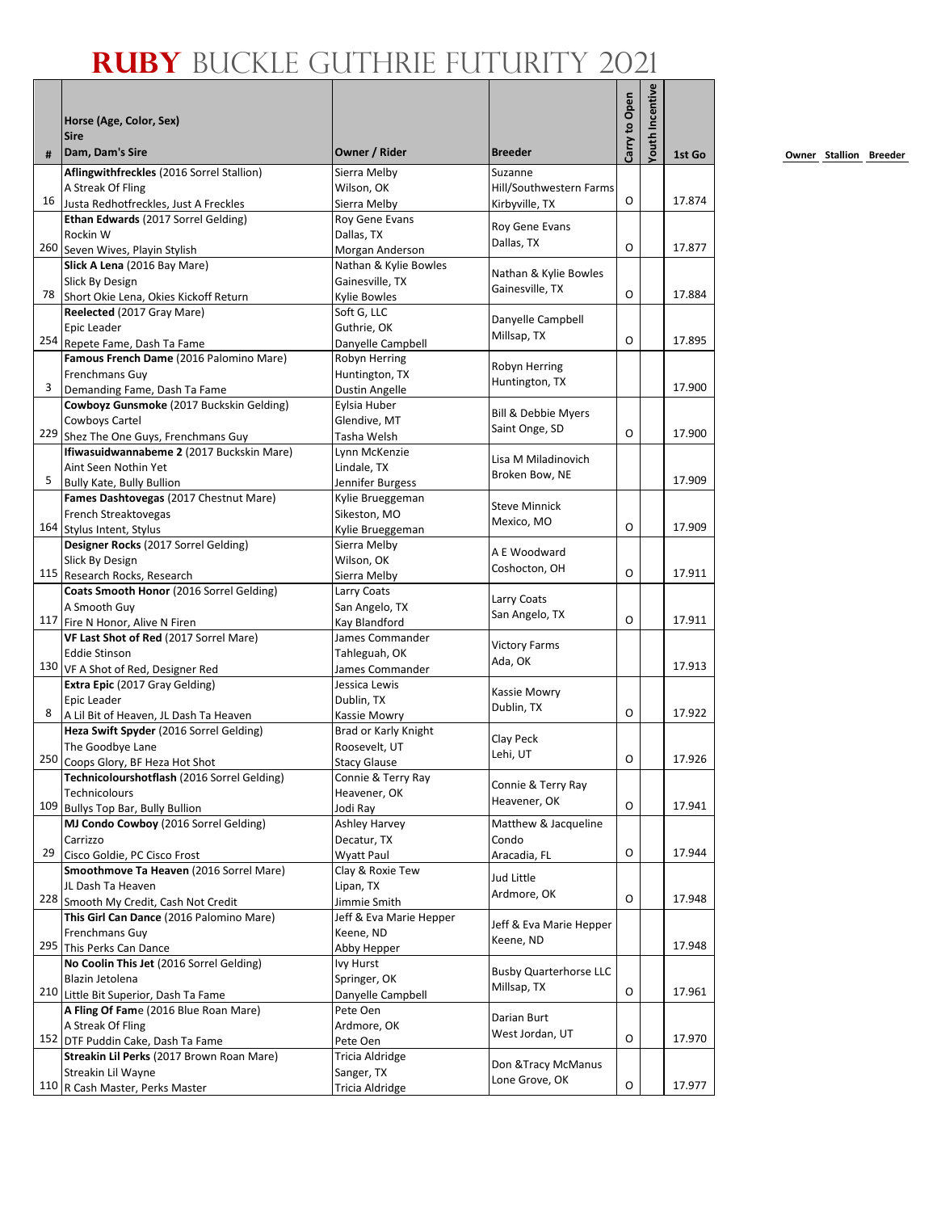# RUBY BUCKLE GUTHRIE FUTURITY 2021

| # | Horse (Age, Color, Sex)<br>Sire<br>Dam, Dam's Sire | Owner / Rider | Breeder | Carry to Open | Youth Incentive | 1st Go |
|---|---|---|---|---|---|---|
| 16 | **Aflingwithfreckles** (2016 Sorrel Stallion)<br>A Streak Of Fling<br>Justa Redhotfreckles, Just A Freckles | Sierra Melby<br>Wilson, OK<br>Sierra Melby | Suzanne Hill/Southwestern Farms<br>Kirbyville, TX | O | | 17.874 |
| 260 | **Ethan Edwards** (2017 Sorrel Gelding)<br>Rockin W<br>Seven Wives, Playin Stylish | Roy Gene Evans<br>Dallas, TX<br>Morgan Anderson | Roy Gene Evans<br>Dallas, TX | O | | 17.877 |
| 78 | **Slick A Lena** (2016 Bay Mare)<br>Slick By Design<br>Short Okie Lena, Okies Kickoff Return | Nathan & Kylie Bowles<br>Gainesville, TX<br>Kylie Bowles | Nathan & Kylie Bowles<br>Gainesville, TX | O | | 17.884 |
| 254 | **Reelected** (2017 Gray Mare)<br>Epic Leader<br>Repete Fame, Dash Ta Fame | Soft G, LLC<br>Guthrie, OK<br>Danyelle Campbell | Danyelle Campbell<br>Millsap, TX | O | | 17.895 |
| 3 | **Famous French Dame** (2016 Palomino Mare)<br>Frenchmans Guy<br>Demanding Fame, Dash Ta Fame | Robyn Herring<br>Huntington, TX<br>Dustin Angelle | Robyn Herring<br>Huntington, TX | | | 17.900 |
| 229 | **Cowboyz Gunsmoke** (2017 Buckskin Gelding)<br>Cowboys Cartel<br>Shez The One Guys, Frenchmans Guy | Eylsia Huber<br>Glendive, MT<br>Tasha Welsh | Bill & Debbie Myers<br>Saint Onge, SD | O | | 17.900 |
| 5 | **Ifiwasuidwannabeme 2** (2017 Buckskin Mare)<br>Aint Seen Nothin Yet<br>Bully Kate, Bully Bullion | Lynn McKenzie<br>Lindale, TX<br>Jennifer Burgess | Lisa M Miladinovich<br>Broken Bow, NE | | | 17.909 |
| 164 | **Fames Dashtovegas** (2017 Chestnut Mare)<br>French Streaktovegas<br>Stylus Intent, Stylus | Kylie Brueggeman<br>Sikeston, MO<br>Kylie Brueggeman | Steve Minnick<br>Mexico, MO | O | | 17.909 |
| 115 | **Designer Rocks** (2017 Sorrel Gelding)<br>Slick By Design<br>Research Rocks, Research | Sierra Melby<br>Wilson, OK<br>Sierra Melby | A E Woodward<br>Coshocton, OH | O | | 17.911 |
| 117 | **Coats Smooth Honor** (2016 Sorrel Gelding)<br>A Smooth Guy<br>Fire N Honor, Alive N Firen | Larry Coats<br>San Angelo, TX<br>Kay Blandford | Larry Coats<br>San Angelo, TX | O | | 17.911 |
| 130 | **VF Last Shot of Red** (2017 Sorrel Mare)<br>Eddie Stinson<br>VF A Shot of Red, Designer Red | James Commander<br>Tahleguah, OK<br>James Commander | Victory Farms<br>Ada, OK | | | 17.913 |
| 8 | **Extra Epic** (2017 Gray Gelding)<br>Epic Leader<br>A Lil Bit of Heaven, JL Dash Ta Heaven | Jessica Lewis<br>Dublin, TX<br>Kassie Mowry | Kassie Mowry<br>Dublin, TX | O | | 17.922 |
| 250 | **Heza Swift Spyder** (2016 Sorrel Gelding)<br>The Goodbye Lane<br>Coops Glory, BF Heza Hot Shot | Brad or Karly Knight<br>Roosevelt, UT<br>Stacy Glause | Clay Peck<br>Lehi, UT | O | | 17.926 |
| 109 | **Technicolourshotflash** (2016 Sorrel Gelding)<br>Technicolours<br>Bullys Top Bar, Bully Bullion | Connie & Terry Ray<br>Heavener, OK<br>Jodi Ray | Connie & Terry Ray<br>Heavener, OK | O | | 17.941 |
| 29 | **MJ Condo Cowboy** (2016 Sorrel Gelding)<br>Carrizzo<br>Cisco Goldie, PC Cisco Frost | Ashley Harvey<br>Decatur, TX<br>Wyatt Paul | Matthew & Jacqueline Condo<br>Aracadia, FL | O | | 17.944 |
| 228 | **Smoothmove Ta Heaven** (2016 Sorrel Mare)<br>JL Dash Ta Heaven<br>Smooth My Credit, Cash Not Credit | Clay & Roxie Tew<br>Lipan, TX<br>Jimmie Smith | Jud Little<br>Ardmore, OK | O | | 17.948 |
| 295 | **This Girl Can Dance** (2016 Palomino Mare)<br>Frenchmans Guy<br>This Perks Can Dance | Jeff & Eva Marie Hepper<br>Keene, ND<br>Abby Hepper | Jeff & Eva Marie Hepper<br>Keene, ND | | | 17.948 |
| 210 | **No Coolin This Jet** (2016 Sorrel Gelding)<br>Blazin Jetolena<br>Little Bit Superior, Dash Ta Fame | Ivy Hurst<br>Springer, OK<br>Danyelle Campbell | Busby Quarterhorse LLC<br>Millsap, TX | O | | 17.961 |
| 152 | **A Fling Of Fame** (2016 Blue Roan Mare)<br>A Streak Of Fling<br>DTF Puddin Cake, Dash Ta Fame | Pete Oen<br>Ardmore, OK<br>Pete Oen | Darian Burt<br>West Jordan, UT | O | | 17.970 |
| 110 | **Streakin Lil Perks** (2017 Brown Roan Mare)<br>Streakin Lil Wayne<br>R Cash Master, Perks Master | Tricia Aldridge<br>Sanger, TX<br>Tricia Aldridge | Don &Tracy McManus<br>Lone Grove, OK | O | | 17.977 |

Owner Stallion Breeder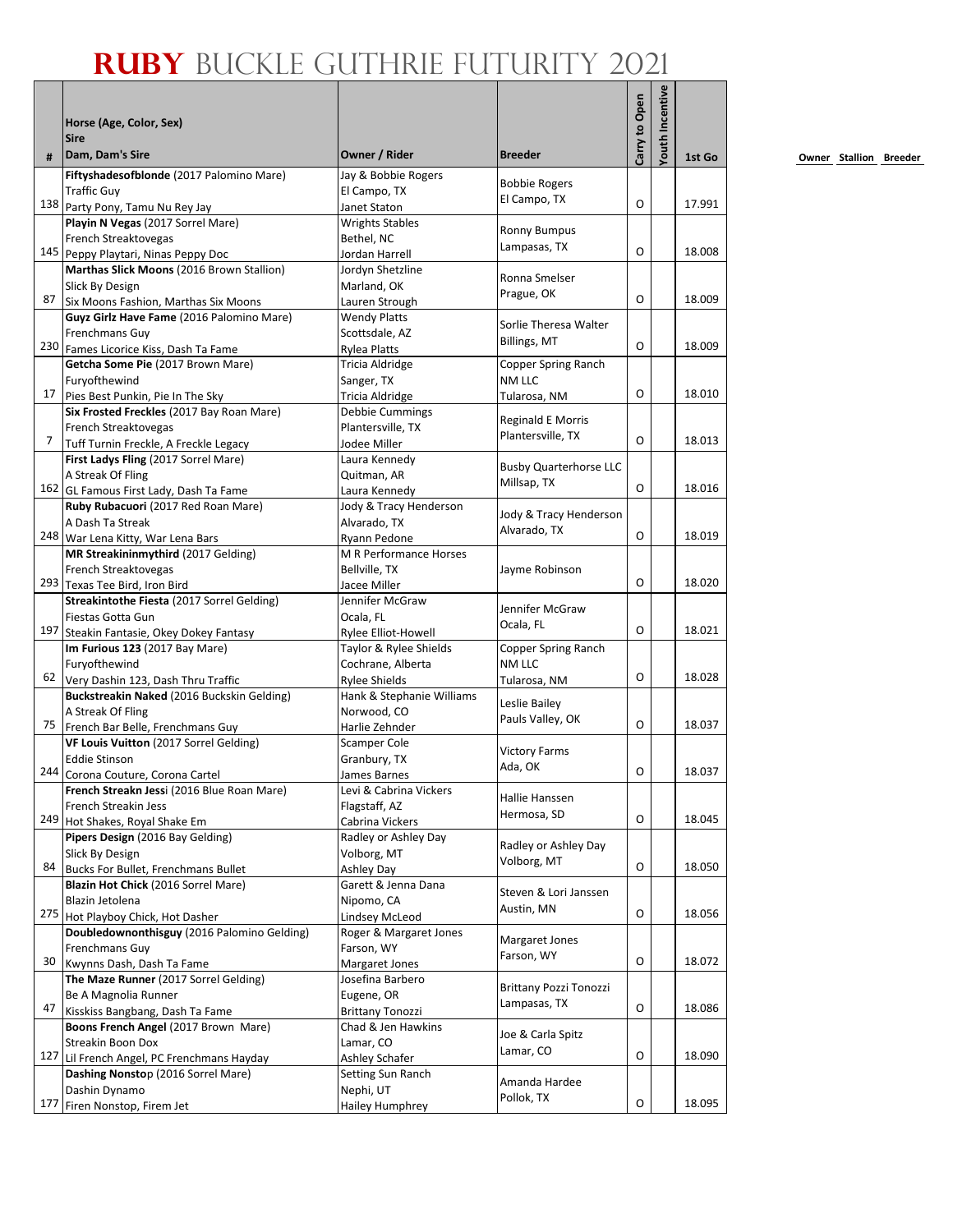# RUBY BUCKLE GUTHRIE FUTURITY 2021

| # | Horse (Age, Color, Sex)<br>Sire<br>Dam, Dam's Sire | Owner / Rider | Breeder | Carry to Open | Youth Incentive | 1st Go |
|---|---|---|---|---|---|---|
| 138 | **Fiftyshadesofblonde** (2017 Palomino Mare)<br>Traffic Guy<br>Party Pony, Tamu Nu Rey Jay | Jay & Bobbie Rogers<br>El Campo, TX<br>Janet Staton | Bobbie Rogers<br>El Campo, TX | O | | 17.991 |
| 145 | **Playin N Vegas** (2017 Sorrel Mare)<br>French Streaktovegas<br>Peppy Playtari, Ninas Peppy Doc | Wrights Stables<br>Bethel, NC<br>Jordan Harrell | Ronny Bumpus<br>Lampasas, TX | O | | 18.008 |
| 87 | **Marthas Slick Moons** (2016 Brown Stallion)<br>Slick By Design<br>Six Moons Fashion, Marthas Six Moons | Jordyn Shetzline<br>Marland, OK<br>Lauren Strough | Ronna Smelser<br>Prague, OK | O | | 18.009 |
| 230 | **Guyz Girlz Have Fame** (2016 Palomino Mare)<br>Frenchmans Guy<br>Fames Licorice Kiss, Dash Ta Fame | Wendy Platts<br>Scottsdale, AZ<br>Rylea Platts | Sorlie Theresa Walter<br>Billings, MT | O | | 18.009 |
| 17 | **Getcha Some Pie** (2017 Brown Mare)<br>Furyofthewind<br>Pies Best Punkin, Pie In The Sky | Tricia Aldridge<br>Sanger, TX<br>Tricia Aldridge | Copper Spring Ranch NM LLC<br>Tularosa, NM | O | | 18.010 |
| 7 | **Six Frosted Freckles** (2017 Bay Roan Mare)<br>French Streaktovegas<br>Tuff Turnin Freckle, A Freckle Legacy | Debbie Cummings<br>Plantersville, TX<br>Jodee Miller | Reginald E Morris<br>Plantersville, TX | O | | 18.013 |
| 162 | **First Ladys Fling** (2017 Sorrel Mare)<br>A Streak Of Fling<br>GL Famous First Lady, Dash Ta Fame | Laura Kennedy<br>Quitman, AR<br>Laura Kennedy | Busby Quarterhorse LLC<br>Millsap, TX | O | | 18.016 |
| 248 | **Ruby Rubacuori** (2017 Red Roan Mare)<br>A Dash Ta Streak<br>War Lena Kitty, War Lena Bars | Jody & Tracy Henderson<br>Alvarado, TX<br>Ryann Pedone | Jody & Tracy Henderson<br>Alvarado, TX | O | | 18.019 |
| 293 | **MR Streakininmythird** (2017 Gelding)<br>French Streaktovegas<br>Texas Tee Bird, Iron Bird | M R Performance Horses<br>Bellville, TX<br>Jacee Miller | Jayme Robinson | O | | 18.020 |
| 197 | **Streakintothe Fiesta** (2017 Sorrel Gelding)<br>Fiestas Gotta Gun<br>Steakin Fantasie, Okey Dokey Fantasy | Jennifer McGraw<br>Ocala, FL<br>Rylee Elliot-Howell | Jennifer McGraw<br>Ocala, FL | O | | 18.021 |
| 62 | **Im Furious 123** (2017 Bay Mare)<br>Furyofthewind<br>Very Dashin 123, Dash Thru Traffic | Taylor & Rylee Shields<br>Cochrane, Alberta<br>Rylee Shields | Copper Spring Ranch NM LLC<br>Tularosa, NM | O | | 18.028 |
| 75 | **Buckstreakin Naked** (2016 Buckskin Gelding)<br>A Streak Of Fling<br>French Bar Belle, Frenchmans Guy | Hank & Stephanie Williams<br>Norwood, CO<br>Harlie Zehnder | Leslie Bailey<br>Pauls Valley, OK | O | | 18.037 |
| 244 | **VF Louis Vuitton** (2017 Sorrel Gelding)<br>Eddie Stinson<br>Corona Couture, Corona Cartel | Scamper Cole<br>Granbury, TX<br>James Barnes | Victory Farms<br>Ada, OK | O | | 18.037 |
| 249 | **French Streakn Jess**i (2016 Blue Roan Mare)<br>French Streakin Jess<br>Hot Shakes, Royal Shake Em | Levi & Cabrina Vickers<br>Flagstaff, AZ<br>Cabrina Vickers | Hallie Hanssen<br>Hermosa, SD | O | | 18.045 |
| 84 | **Pipers Design** (2016 Bay Gelding)<br>Slick By Design<br>Bucks For Bullet, Frenchmans Bullet | Radley or Ashley Day<br>Volborg, MT<br>Ashley Day | Radley or Ashley Day<br>Volborg, MT | O | | 18.050 |
| 275 | **Blazin Hot Chick** (2016 Sorrel Mare)<br>Blazin Jetolena<br>Hot Playboy Chick, Hot Dasher | Garett & Jenna Dana<br>Nipomo, CA<br>Lindsey McLeod | Steven & Lori Janssen<br>Austin, MN | O | | 18.056 |
| 30 | **Doubledownonthisguy** (2016 Palomino Gelding)<br>Frenchmans Guy<br>Kwynns Dash, Dash Ta Fame | Roger & Margaret Jones<br>Farson, WY<br>Margaret Jones | Margaret Jones<br>Farson, WY | O | | 18.072 |
| 47 | **The Maze Runner** (2017 Sorrel Gelding)<br>Be A Magnolia Runner<br>Kisskiss Bangbang, Dash Ta Fame | Josefina Barbero<br>Eugene, OR<br>Brittany Tonozzi | Brittany Pozzi Tonozzi<br>Lampasas, TX | O | | 18.086 |
| 127 | **Boons French Angel** (2017 Brown Mare)<br>Streakin Boon Dox<br>Lil French Angel, PC Frenchmans Hayday | Chad & Jen Hawkins<br>Lamar, CO<br>Ashley Schafer | Joe & Carla Spitz<br>Lamar, CO | O | | 18.090 |
| 177 | **Dashing Nonsto**p (2016 Sorrel Mare)<br>Dashin Dynamo<br>Firen Nonstop, Firem Jet | Setting Sun Ranch<br>Nephi, UT<br>Hailey Humphrey | Amanda Hardee<br>Pollok, TX | O | | 18.095 |

Owner Stallion Breeder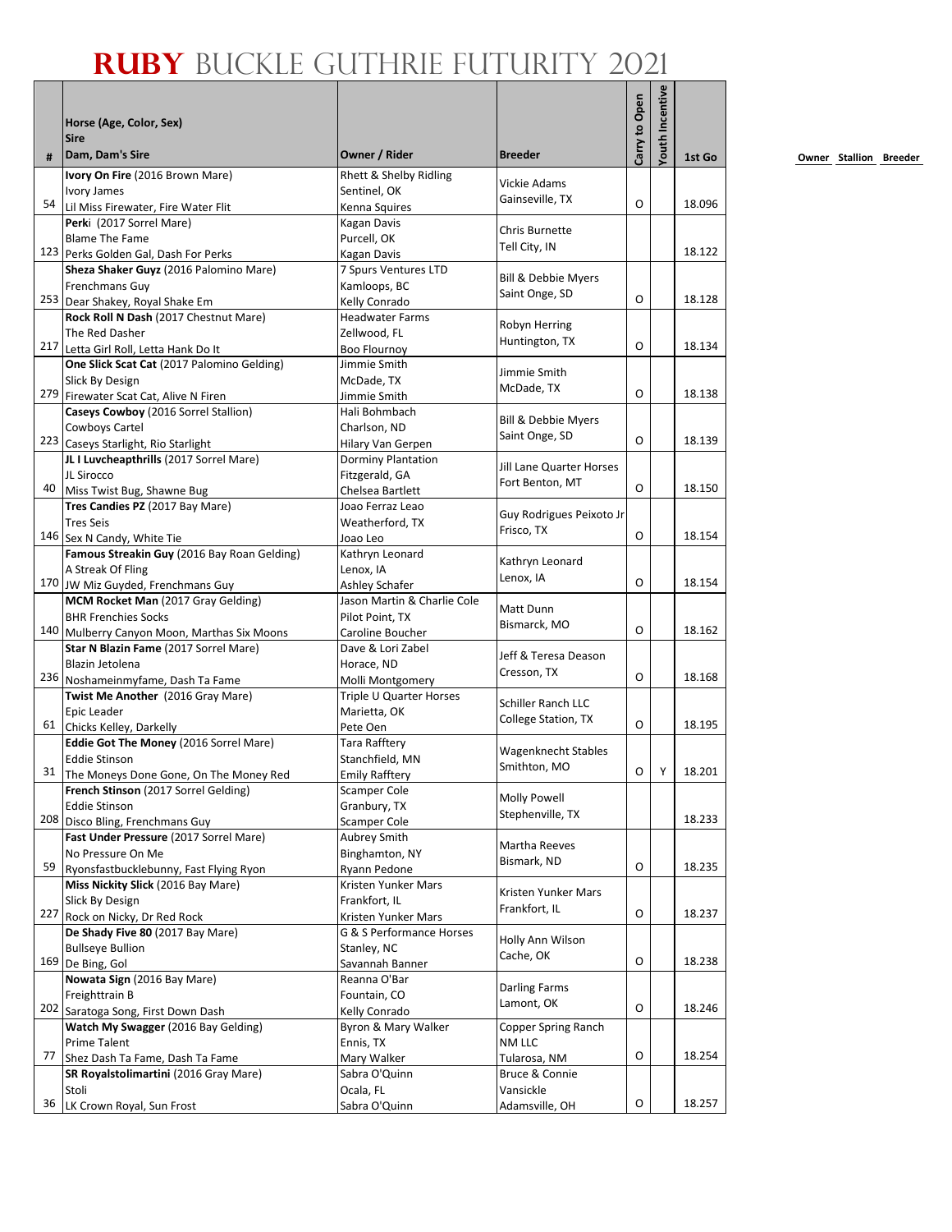# RUBY BUCKLE GUTHRIE FUTURITY 2021

| # | Horse (Age, Color, Sex) / Sire / Dam, Dam's Sire | Owner / Rider | Breeder | Carry to Open | Youth Incentive | 1st Go |
|---|---|---|---|---|---|---|
| 54 | **Ivory On Fire** (2016 Brown Mare) Ivory James Lil Miss Firewater, Fire Water Flit | Rhett & Shelby Ridling Sentinel, OK Kenna Squires | Vickie Adams Gainseville, TX | O | | 18.096 |
| 123 | **Perk**i (2017 Sorrel Mare) Blame The Fame Perks Golden Gal, Dash For Perks | Kagan Davis Purcell, OK Kagan Davis | Chris Burnette Tell City, IN | | | 18.122 |
| 253 | **Sheza Shaker Guyz** (2016 Palomino Mare) Frenchmans Guy Dear Shakey, Royal Shake Em | 7 Spurs Ventures LTD Kamloops, BC Kelly Conrado | Bill & Debbie Myers Saint Onge, SD | O | | 18.128 |
| 217 | **Rock Roll N Dash** (2017 Chestnut Mare) The Red Dasher Letta Girl Roll, Letta Hank Do It | Headwater Farms Zellwood, FL Boo Flournoy | Robyn Herring Huntington, TX | O | | 18.134 |
| 279 | **One Slick Scat Cat** (2017 Palomino Gelding) Slick By Design Firewater Scat Cat, Alive N Firen | Jimmie Smith McDade, TX Jimmie Smith | Jimmie Smith McDade, TX | O | | 18.138 |
| 223 | **Caseys Cowboy** (2016 Sorrel Stallion) Cowboys Cartel Caseys Starlight, Rio Starlight | Hali Bohmbach Charlson, ND Hilary Van Gerpen | Bill & Debbie Myers Saint Onge, SD | O | | 18.139 |
| 40 | **JL I Luvcheapthrills** (2017 Sorrel Mare) JL Sirocco Miss Twist Bug, Shawne Bug | Dorminy Plantation Fitzgerald, GA Chelsea Bartlett | Jill Lane Quarter Horses Fort Benton, MT | O | | 18.150 |
| 146 | **Tres Candies PZ** (2017 Bay Mare) Tres Seis Sex N Candy, White Tie | Joao Ferraz Leao Weatherford, TX Joao Leo | Guy Rodrigues Peixoto Jr Frisco, TX | O | | 18.154 |
| 170 | **Famous Streakin Guy** (2016 Bay Roan Gelding) A Streak Of Fling JW Miz Guyded, Frenchmans Guy | Kathryn Leonard Lenox, IA Ashley Schafer | Kathryn Leonard Lenox, IA | O | | 18.154 |
| 140 | **MCM Rocket Man** (2017 Gray Gelding) BHR Frenchies Socks Mulberry Canyon Moon, Marthas Six Moons | Jason Martin & Charlie Cole Pilot Point, TX Caroline Boucher | Matt Dunn Bismarck, MO | O | | 18.162 |
| 236 | **Star N Blazin Fame** (2017 Sorrel Mare) Blazin Jetolena Noshameinmyfame, Dash Ta Fame | Dave & Lori Zabel Horace, ND Molli Montgomery | Jeff & Teresa Deason Cresson, TX | O | | 18.168 |
| 61 | **Twist Me Another** (2016 Gray Mare) Epic Leader Chicks Kelley, Darkelly | Triple U Quarter Horses Marietta, OK Pete Oen | Schiller Ranch LLC College Station, TX | O | | 18.195 |
| 31 | **Eddie Got The Money** (2016 Sorrel Mare) Eddie Stinson The Moneys Done Gone, On The Money Red | Tara Rafftery Stanchfield, MN Emily Rafftery | Wagenknecht Stables Smithton, MO | O | Y | 18.201 |
| 208 | **French Stinson** (2017 Sorrel Gelding) Eddie Stinson Disco Bling, Frenchmans Guy | Scamper Cole Granbury, TX Scamper Cole | Molly Powell Stephenville, TX | | | 18.233 |
| 59 | **Fast Under Pressure** (2017 Sorrel Mare) No Pressure On Me Ryonsfastbucklebunny, Fast Flying Ryon | Aubrey Smith Binghamton, NY Ryann Pedone | Martha Reeves Bismark, ND | O | | 18.235 |
| 227 | **Miss Nickity Slick** (2016 Bay Mare) Slick By Design Rock on Nicky, Dr Red Rock | Kristen Yunker Mars Frankfort, IL Kristen Yunker Mars | Kristen Yunker Mars Frankfort, IL | O | | 18.237 |
| 169 | **De Shady Five 80** (2017 Bay Mare) Bullseye Bullion De Bing, Gol | G & S Performance Horses Stanley, NC Savannah Banner | Holly Ann Wilson Cache, OK | O | | 18.238 |
| 202 | **Nowata Sign** (2016 Bay Mare) Freighttrain B Saratoga Song, First Down Dash | Reanna O'Bar Fountain, CO Kelly Conrado | Darling Farms Lamont, OK | O | | 18.246 |
| 77 | **Watch My Swagger** (2016 Bay Gelding) Prime Talent Shez Dash Ta Fame, Dash Ta Fame | Byron & Mary Walker Ennis, TX Mary Walker | Copper Spring Ranch NM LLC Tularosa, NM | O | | 18.254 |
| 36 | **SR Royalstolimartini** (2016 Gray Mare) Stoli LK Crown Royal, Sun Frost | Sabra O'Quinn Ocala, FL Sabra O'Quinn | Bruce & Connie Vansickle Adamsville, OH | O | | 18.257 |

Owner Stallion Breeder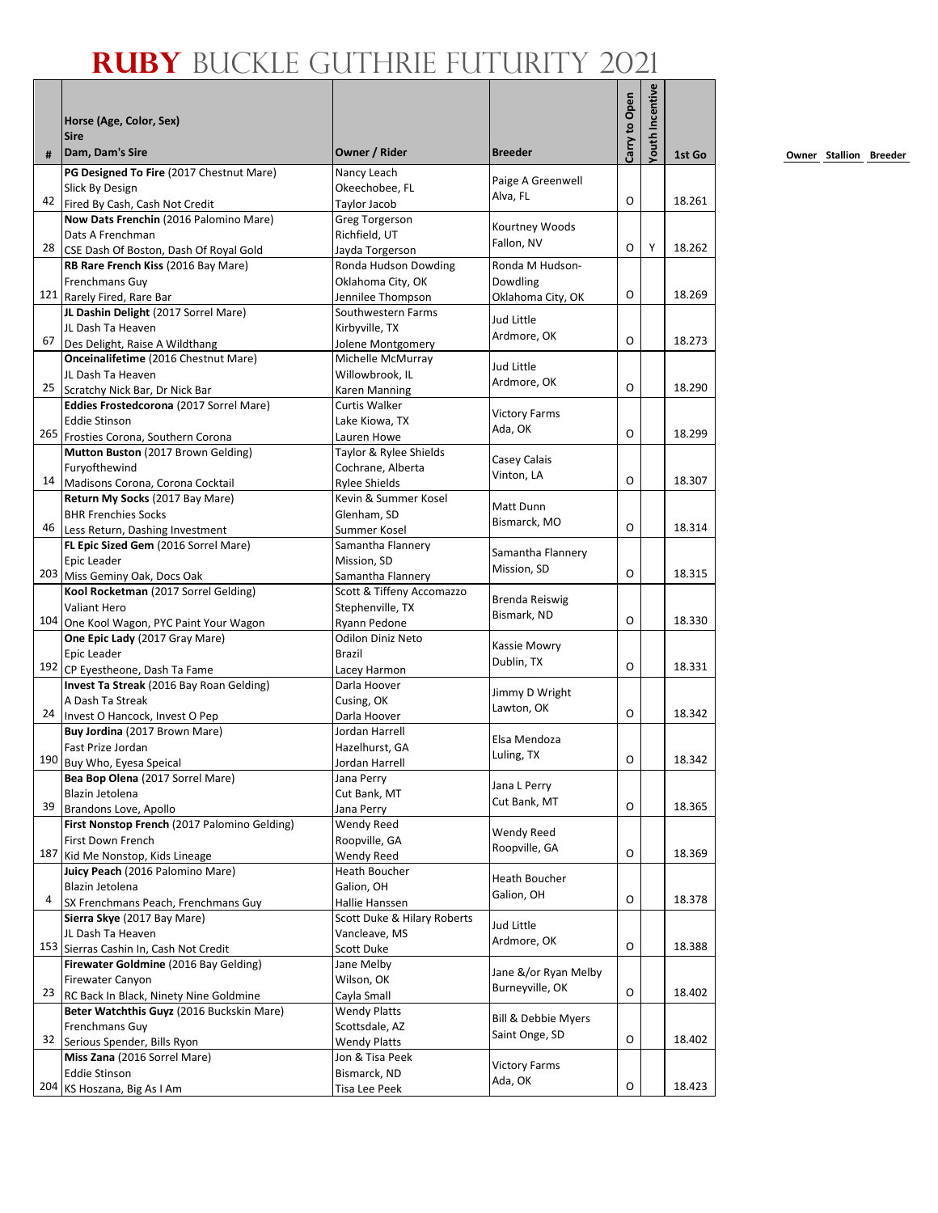# RUBY BUCKLE GUTHRIE FUTURITY 2021

| # | Horse (Age, Color, Sex)<br>Sire<br>Dam, Dam's Sire | Owner / Rider | Breeder | Carry to Open | Youth Incentive | 1st Go |
|---|---|---|---|---|---|---|
| 42 | **PG Designed To Fire** (2017 Chestnut Mare)<br>Slick By Design<br>Fired By Cash, Cash Not Credit | Nancy Leach<br>Okeechobee, FL<br>Taylor Jacob | Paige A Greenwell<br>Alva, FL | O | | 18.261 |
| 28 | **Now Dats Frenchin** (2016 Palomino Mare)<br>Dats A Frenchman<br>CSE Dash Of Boston, Dash Of Royal Gold | Greg Torgerson<br>Richfield, UT<br>Jayda Torgerson | Kourtney Woods<br>Fallon, NV | O | Y | 18.262 |
| 121 | **RB Rare French Kiss** (2016 Bay Mare)<br>Frenchmans Guy<br>Rarely Fired, Rare Bar | Ronda Hudson Dowding<br>Oklahoma City, OK<br>Jennilee Thompson | Ronda M Hudson-Dowdling<br>Oklahoma City, OK | O | | 18.269 |
| 67 | **JL Dashin Delight** (2017 Sorrel Mare)<br>JL Dash Ta Heaven<br>Des Delight, Raise A Wildthang | Southwestern Farms<br>Kirbyville, TX<br>Jolene Montgomery | Jud Little<br>Ardmore, OK | O | | 18.273 |
| 25 | **Onceinalifetime** (2016 Chestnut Mare)<br>JL Dash Ta Heaven<br>Scratchy Nick Bar, Dr Nick Bar | Michelle McMurray<br>Willowbrook, IL<br>Karen Manning | Jud Little<br>Ardmore, OK | O | | 18.290 |
| 265 | **Eddies Frostedcorona** (2017 Sorrel Mare)<br>Eddie Stinson<br>Frosties Corona, Southern Corona | Curtis Walker<br>Lake Kiowa, TX<br>Lauren Howe | Victory Farms<br>Ada, OK | O | | 18.299 |
| 14 | **Mutton Buston** (2017 Brown Gelding)<br>Furyofthewind<br>Madisons Corona, Corona Cocktail | Taylor & Rylee Shields<br>Cochrane, Alberta<br>Rylee Shields | Casey Calais<br>Vinton, LA | O | | 18.307 |
| 46 | **Return My Socks** (2017 Bay Mare)<br>BHR Frenchies Socks<br>Less Return, Dashing Investment | Kevin & Summer Kosel<br>Glenham, SD<br>Summer Kosel | Matt Dunn<br>Bismarck, MO | O | | 18.314 |
| 203 | **FL Epic Sized Gem** (2016 Sorrel Mare)<br>Epic Leader<br>Miss Geminy Oak, Docs Oak | Samantha Flannery<br>Mission, SD<br>Samantha Flannery | Samantha Flannery<br>Mission, SD | O | | 18.315 |
| 104 | **Kool Rocketman** (2017 Sorrel Gelding)<br>Valiant Hero<br>One Kool Wagon, PYC Paint Your Wagon | Scott & Tiffeny Accomazzo<br>Stephenville, TX<br>Ryann Pedone | Brenda Reiswig<br>Bismark, ND | O | | 18.330 |
| 192 | **One Epic Lady** (2017 Gray Mare)<br>Epic Leader<br>CP Eyestheone, Dash Ta Fame | Odilon Diniz Neto<br>Brazil<br>Lacey Harmon | Kassie Mowry<br>Dublin, TX | O | | 18.331 |
| 24 | **Invest Ta Streak** (2016 Bay Roan Gelding)<br>A Dash Ta Streak<br>Invest O Hancock, Invest O Pep | Darla Hoover<br>Cusing, OK<br>Darla Hoover | Jimmy D Wright<br>Lawton, OK | O | | 18.342 |
| 190 | **Buy Jordina** (2017 Brown Mare)<br>Fast Prize Jordan<br>Buy Who, Eyesa Speical | Jordan Harrell<br>Hazelhurst, GA<br>Jordan Harrell | Elsa Mendoza<br>Luling, TX | O | | 18.342 |
| 39 | **Bea Bop Olena** (2017 Sorrel Mare)<br>Blazin Jetolena<br>Brandons Love, Apollo | Jana Perry<br>Cut Bank, MT<br>Jana Perry | Jana L Perry<br>Cut Bank, MT | O | | 18.365 |
| 187 | **First Nonstop French** (2017 Palomino Gelding)<br>First Down French<br>Kid Me Nonstop, Kids Lineage | Wendy Reed<br>Roopville, GA<br>Wendy Reed | Wendy Reed<br>Roopville, GA | O | | 18.369 |
| 4 | **Juicy Peach** (2016 Palomino Mare)<br>Blazin Jetolena<br>SX Frenchmans Peach, Frenchmans Guy | Heath Boucher<br>Galion, OH<br>Hallie Hanssen | Heath Boucher<br>Galion, OH | O | | 18.378 |
| 153 | **Sierra Skye** (2017 Bay Mare)<br>JL Dash Ta Heaven<br>Sierras Cashin In, Cash Not Credit | Scott Duke & Hilary Roberts<br>Vancleave, MS<br>Scott Duke | Jud Little<br>Ardmore, OK | O | | 18.388 |
| 23 | **Firewater Goldmine** (2016 Bay Gelding)<br>Firewater Canyon<br>RC Back In Black, Ninety Nine Goldmine | Jane Melby<br>Wilson, OK<br>Cayla Small | Jane &/or Ryan Melby<br>Burneyville, OK | O | | 18.402 |
| 32 | **Beter Watchthis Guyz** (2016 Buckskin Mare)<br>Frenchmans Guy<br>Serious Spender, Bills Ryon | Wendy Platts<br>Scottsdale, AZ<br>Wendy Platts | Bill & Debbie Myers<br>Saint Onge, SD | O | | 18.402 |
| 204 | **Miss Zana** (2016 Sorrel Mare)<br>Eddie Stinson<br>KS Hoszana, Big As I Am | Jon & Tisa Peek<br>Bismarck, ND<br>Tisa Lee Peek | Victory Farms<br>Ada, OK | O | | 18.423 |

Owner Stallion Breeder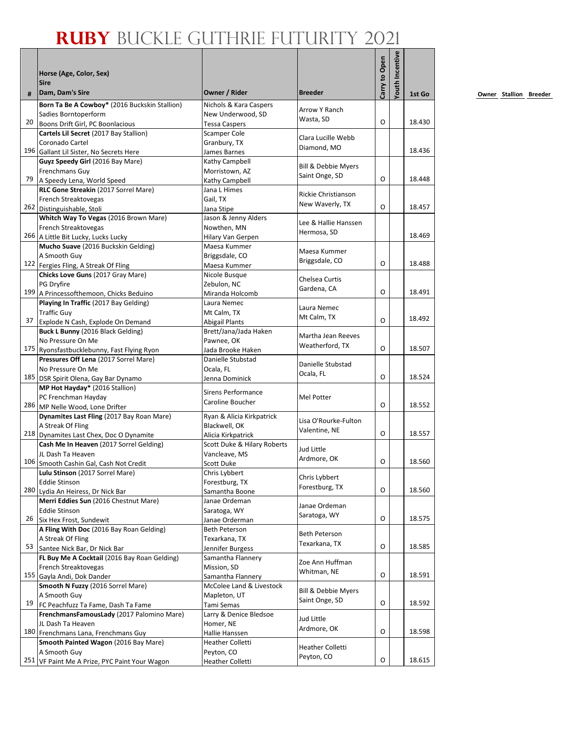# RUBY BUCKLE GUTHRIE FUTURITY 2021

| # | Horse (Age, Color, Sex) Sire Dam, Dam's Sire | Owner / Rider | Breeder | Carry to Open | Youth Incentive | 1st Go |
|---|---|---|---|---|---|---|
| 20 | **Born Ta Be A Cowboy*** (2016 Buckskin Stallion) Sadies Borntoperform Boons Drift Girl, PC Boonlacious | Nichols & Kara Caspers New Underwood, SD Tessa Caspers | Arrow Y Ranch Wasta, SD | O | | 18.430 |
| 196 | **Cartels Lil Secret** (2017 Bay Stallion) Coronado Cartel Gallant Lil Sister, No Secrets Here | Scamper Cole Granbury, TX James Barnes | Clara Lucille Webb Diamond, MO | | | 18.436 |
| 79 | **Guyz Speedy Girl** (2016 Bay Mare) Frenchmans Guy A Speedy Lena, World Speed | Kathy Campbell Morristown, AZ Kathy Campbell | Bill & Debbie Myers Saint Onge, SD | O | | 18.448 |
| 262 | **RLC Gone Streakin** (2017 Sorrel Mare) French Streaktovegas Distinguishable, Stoli | Jana L Himes Gail, TX Jana Stipe | Rickie Christianson New Waverly, TX | O | | 18.457 |
| 266 | **Whitch Way To Vegas** (2016 Brown Mare) French Streaktovegas A Little Bit Lucky, Lucks Lucky | Jason & Jenny Alders Nowthen, MN Hilary Van Gerpen | Lee & Hallie Hanssen Hermosa, SD | | | 18.469 |
| 122 | **Mucho Suave** (2016 Buckskin Gelding) A Smooth Guy Fergies Fling, A Streak Of Fling | Maesa Kummer Briggsdale, CO Maesa Kummer | Maesa Kummer Briggsdale, CO | O | | 18.488 |
| 199 | **Chicks Love Guns** (2017 Gray Mare) PG Dryfire A Princessofthemoon, Chicks Beduino | Nicole Busque Zebulon, NC Miranda Holcomb | Chelsea Curtis Gardena, CA | O | | 18.491 |
| 37 | **Playing In Traffic** (2017 Bay Gelding) Traffic Guy Explode N Cash, Explode On Demand | Laura Nemec Mt Calm, TX Abigail Plants | Laura Nemec Mt Calm, TX | O | | 18.492 |
| 175 | **Buck L Bunny** (2016 Black Gelding) No Pressure On Me Ryonsfastbucklebunny, Fast Flying Ryon | Brett/Jana/Jada Haken Pawnee, OK Jada Brooke Haken | Martha Jean Reeves Weatherford, TX | O | | 18.507 |
| 185 | **Pressures Off Lena** (2017 Sorrel Mare) No Pressure On Me DSR Spirit Olena, Gay Bar Dynamo | Danielle Stubstad Ocala, FL Jenna Dominick | Danielle Stubstad Ocala, FL | O | | 18.524 |
| 286 | **MP Hot Hayday*** (2016 Stallion) PC Frenchman Hayday MP Nelle Wood, Lone Drifter | Sirens Performance Caroline Boucher | Mel Potter | O | | 18.552 |
| 218 | **Dynamites Last Fling** (2017 Bay Roan Mare) A Streak Of Fling Dynamites Last Chex, Doc O Dynamite | Ryan & Alicia Kirkpatrick Blackwell, OK Alicia Kirkpatrick | Lisa O'Rourke-Fulton Valentine, NE | O | | 18.557 |
| 106 | **Cash Me In Heaven** (2017 Sorrel Gelding) JL Dash Ta Heaven Smooth Cashin Gal, Cash Not Credit | Scott Duke & Hilary Roberts Vancleave, MS Scott Duke | Jud Little Ardmore, OK | O | | 18.560 |
| 280 | **Lulu Stinson** (2017 Sorrel Mare) Eddie Stinson Lydia An Heiress, Dr Nick Bar | Chris Lybbert Forestburg, TX Samantha Boone | Chris Lybbert Forestburg, TX | O | | 18.560 |
| 26 | **Merri Eddies Sun** (2016 Chestnut Mare) Eddie Stinson Six Hex Frost, Sundewit | Janae Ordeman Saratoga, WY Janae Orderman | Janae Ordeman Saratoga, WY | O | | 18.575 |
| 53 | **A Fling With Doc** (2016 Bay Roan Gelding) A Streak Of Fling Santee Nick Bar, Dr Nick Bar | Beth Peterson Texarkana, TX Jennifer Burgess | Beth Peterson Texarkana, TX | O | | 18.585 |
| 155 | **FL Buy Me A Cocktail** (2016 Bay Roan Gelding) French Streaktovegas Gayla Andi, Dok Dander | Samantha Flannery Mission, SD Samantha Flannery | Zoe Ann Huffman Whitman, NE | O | | 18.591 |
| 19 | **Smooth N Fuzzy** (2016 Sorrel Mare) A Smooth Guy FC Peachfuzz Ta Fame, Dash Ta Fame | McColee Land & Livestock Mapleton, UT Tami Semas | Bill & Debbie Myers Saint Onge, SD | O | | 18.592 |
| 180 | **FrenchmansFamousLady** (2017 Palomino Mare) JL Dash Ta Heaven Frenchmans Lana, Frenchmans Guy | Larry & Denice Bledsoe Homer, NE Hallie Hanssen | Jud Little Ardmore, OK | O | | 18.598 |
| 251 | **Smooth Painted Wagon** (2016 Bay Mare) A Smooth Guy VF Paint Me A Prize, PYC Paint Your Wagon | Heather Colletti Peyton, CO Heather Colletti | Heather Colletti Peyton, CO | O | | 18.615 |

Owner Stallion Breeder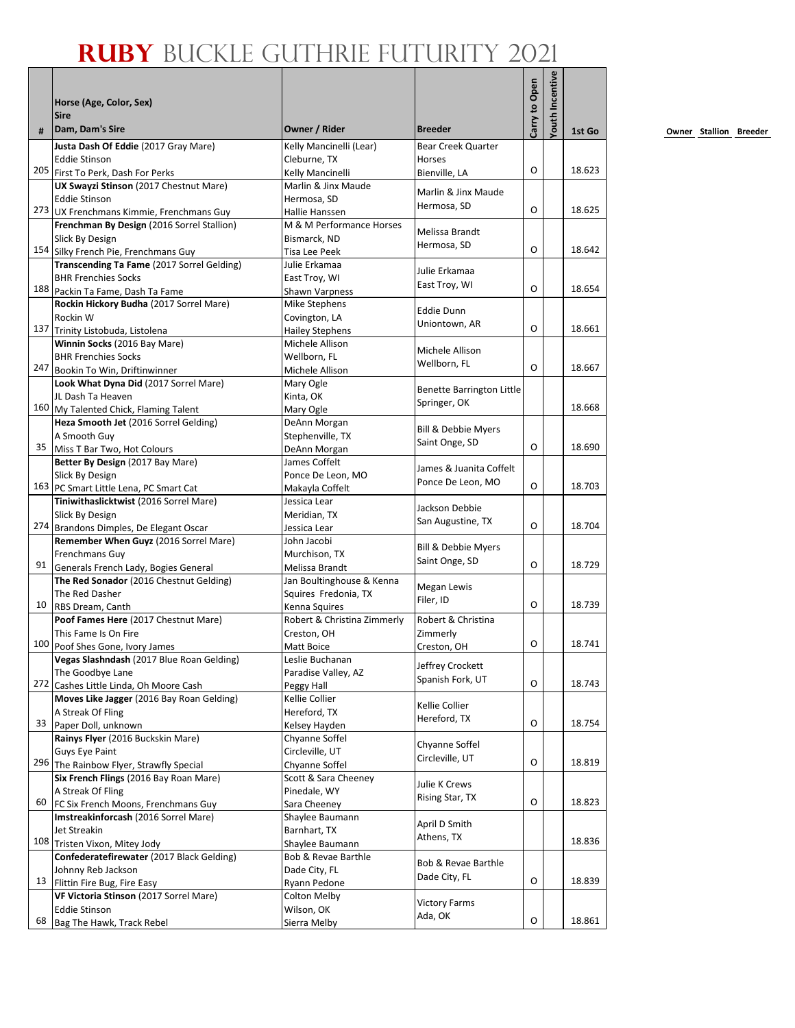# RUBY BUCKLE GUTHRIE FUTURITY 2021

| # | Horse (Age, Color, Sex)<br>Sire<br>Dam, Dam's Sire | Owner / Rider | Breeder | Carry to Open | Youth Incentive | 1st Go |
|---|---|---|---|---|---|---|
| 205 | **Justa Dash Of Eddie** (2017 Gray Mare)<br>Eddie Stinson<br>First To Perk, Dash For Perks | Kelly Mancinelli (Lear)<br>Cleburne, TX<br>Kelly Mancinelli | Bear Creek Quarter Horses<br>Bienville, LA | O | | 18.623 |
| 273 | **UX Swayzi Stinson** (2017 Chestnut Mare)<br>Eddie Stinson<br>UX Frenchmans Kimmie, Frenchmans Guy | Marlin & Jinx Maude<br>Hermosa, SD<br>Hallie Hanssen | Marlin & Jinx Maude<br>Hermosa, SD | O | | 18.625 |
| 154 | **Frenchman By Design** (2016 Sorrel Stallion)<br>Slick By Design<br>Silky French Pie, Frenchmans Guy | M & M Performance Horses<br>Bismarck, ND<br>Tisa Lee Peek | Melissa Brandt<br>Hermosa, SD | O | | 18.642 |
| 188 | **Transcending Ta Fame** (2017 Sorrel Gelding)<br>BHR Frenchies Socks<br>Packin Ta Fame, Dash Ta Fame | Julie Erkamaa<br>East Troy, WI<br>Shawn Varpness | Julie Erkamaa<br>East Troy, WI | O | | 18.654 |
| 137 | **Rockin Hickory Budha** (2017 Sorrel Mare)<br>Rockin W<br>Trinity Listobuda, Listolena | Mike Stephens<br>Covington, LA<br>Hailey Stephens | Eddie Dunn<br>Uniontown, AR | O | | 18.661 |
| 247 | **Winnin Socks** (2016 Bay Mare)<br>BHR Frenchies Socks<br>Bookin To Win, Driftinwinner | Michele Allison<br>Wellborn, FL<br>Michele Allison | Michele Allison<br>Wellborn, FL | O | | 18.667 |
| 160 | **Look What Dyna Did** (2017 Sorrel Mare)<br>JL Dash Ta Heaven<br>My Talented Chick, Flaming Talent | Mary Ogle<br>Kinta, OK<br>Mary Ogle | Benette Barrington Little<br>Springer, OK | | | 18.668 |
| 35 | **Heza Smooth Jet** (2016 Sorrel Gelding)<br>A Smooth Guy<br>Miss T Bar Two, Hot Colours | DeAnn Morgan<br>Stephenville, TX<br>DeAnn Morgan | Bill & Debbie Myers<br>Saint Onge, SD | O | | 18.690 |
| 163 | **Better By Design** (2017 Bay Mare)<br>Slick By Design<br>PC Smart Little Lena, PC Smart Cat | James Coffelt<br>Ponce De Leon, MO<br>Makayla Coffelt | James & Juanita Coffelt<br>Ponce De Leon, MO | O | | 18.703 |
| 274 | **Tiniwithaslicktwist** (2016 Sorrel Mare)<br>Slick By Design<br>Brandons Dimples, De Elegant Oscar | Jessica Lear<br>Meridian, TX<br>Jessica Lear | Jackson Debbie<br>San Augustine, TX | O | | 18.704 |
| 91 | **Remember When Guyz** (2016 Sorrel Mare)<br>Frenchmans Guy<br>Generals French Lady, Bogies General | John Jacobi<br>Murchison, TX<br>Melissa Brandt | Bill & Debbie Myers<br>Saint Onge, SD | O | | 18.729 |
| 10 | **The Red Sonador** (2016 Chestnut Gelding)<br>The Red Dasher<br>RBS Dream, Canth | Jan Boultinghouse & Kenna Squires Fredonia, TX<br>Kenna Squires | Megan Lewis<br>Filer, ID | O | | 18.739 |
| 100 | **Poof Fames Here** (2017 Chestnut Mare)<br>This Fame Is On Fire<br>Poof Shes Gone, Ivory James | Robert & Christina Zimmerly<br>Creston, OH<br>Matt Boice | Robert & Christina Zimmerly<br>Creston, OH | O | | 18.741 |
| 272 | **Vegas Slashndash** (2017 Blue Roan Gelding)<br>The Goodbye Lane<br>Cashes Little Linda, Oh Moore Cash | Leslie Buchanan<br>Paradise Valley, AZ<br>Peggy Hall | Jeffrey Crockett<br>Spanish Fork, UT | O | | 18.743 |
| 33 | **Moves Like Jagger** (2016 Bay Roan Gelding)<br>A Streak Of Fling<br>Paper Doll, unknown | Kellie Collier<br>Hereford, TX<br>Kelsey Hayden | Kellie Collier<br>Hereford, TX | O | | 18.754 |
| 296 | **Rainys Flyer** (2016 Buckskin Mare)<br>Guys Eye Paint<br>The Rainbow Flyer, Strawfly Special | Chyanne Soffel<br>Circleville, UT<br>Chyanne Soffel | Chyanne Soffel<br>Circleville, UT | O | | 18.819 |
| 60 | **Six French Flings** (2016 Bay Roan Mare)<br>A Streak Of Fling<br>FC Six French Moons, Frenchmans Guy | Scott & Sara Cheeney<br>Pinedale, WY<br>Sara Cheeney | Julie K Crews<br>Rising Star, TX | O | | 18.823 |
| 108 | **Imstreakinforcash** (2016 Sorrel Mare)<br>Jet Streakin<br>Tristen Vixon, Mitey Jody | Shaylee Baumann<br>Barnhart, TX<br>Shaylee Baumann | April D Smith<br>Athens, TX | | | 18.836 |
| 13 | **Confederatefirewater** (2017 Black Gelding)<br>Johnny Reb Jackson<br>Flittin Fire Bug, Fire Easy | Bob & Revae Barthle<br>Dade City, FL<br>Ryann Pedone | Bob & Revae Barthle<br>Dade City, FL | O | | 18.839 |
| 68 | **VF Victoria Stinson** (2017 Sorrel Mare)<br>Eddie Stinson<br>Bag The Hawk, Track Rebel | Colton Melby<br>Wilson, OK<br>Sierra Melby | Victory Farms<br>Ada, OK | O | | 18.861 |

Owner Stallion Breeder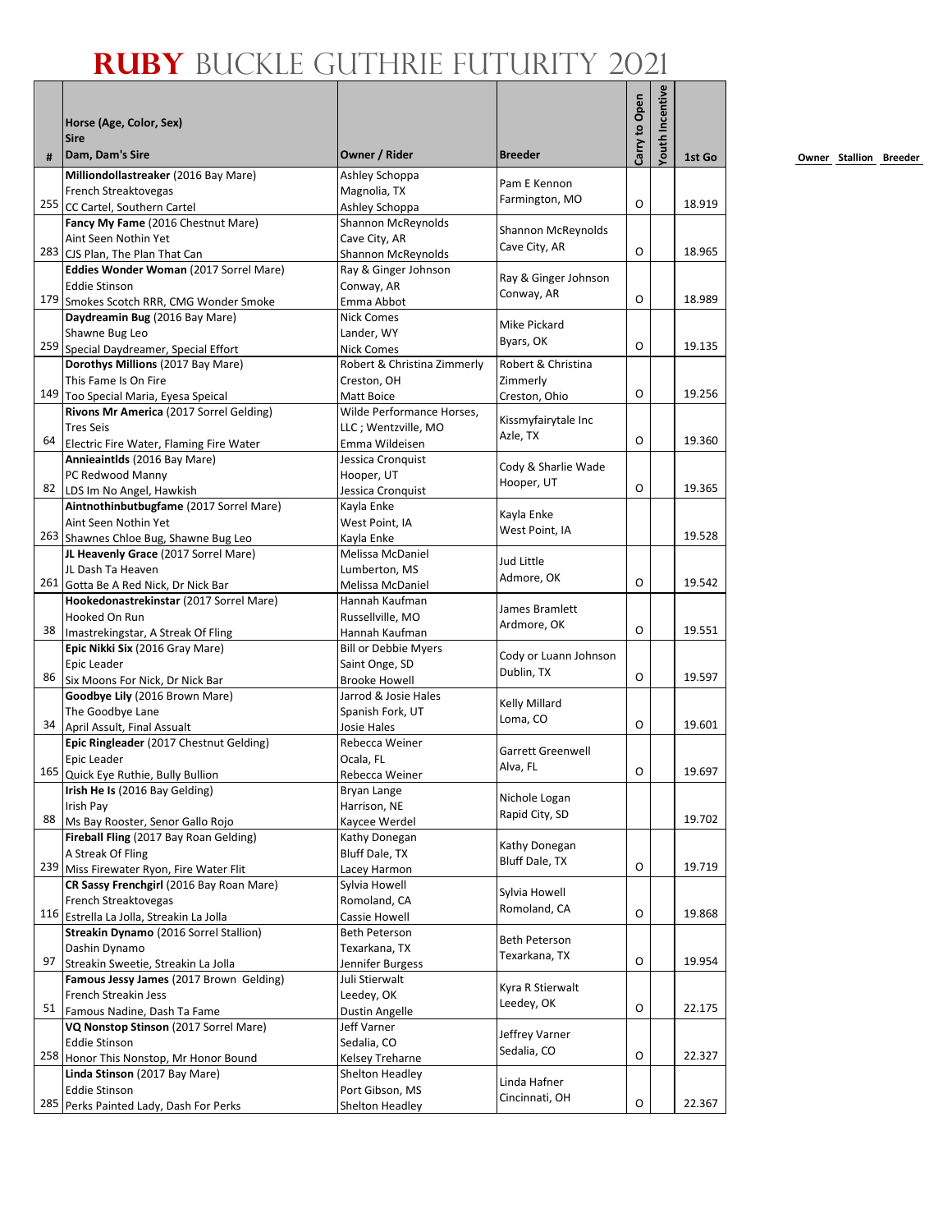# RUBY BUCKLE GUTHRIE FUTURITY 2021

| # | Horse (Age, Color, Sex)<br>Sire<br>Dam, Dam's Sire | Owner / Rider | Breeder | Carry to Open | Youth Incentive | 1st Go |
|---|---|---|---|---|---|---|
| 255 | **Milliondollastreaker** (2016 Bay Mare)<br>French Streaktovegas<br>CC Cartel, Southern Cartel | Ashley Schoppa<br>Magnolia, TX<br>Ashley Schoppa | Pam E Kennon<br>Farmington, MO | O | | 18.919 |
| 283 | **Fancy My Fame** (2016 Chestnut Mare)<br>Aint Seen Nothin Yet<br>CJS Plan, The Plan That Can | Shannon McReynolds<br>Cave City, AR<br>Shannon McReynolds | Shannon McReynolds<br>Cave City, AR | O | | 18.965 |
| 179 | **Eddies Wonder Woman** (2017 Sorrel Mare)<br>Eddie Stinson<br>Smokes Scotch RRR, CMG Wonder Smoke | Ray & Ginger Johnson<br>Conway, AR<br>Emma Abbot | Ray & Ginger Johnson<br>Conway, AR | O | | 18.989 |
| 259 | **Daydreamin Bug** (2016 Bay Mare)<br>Shawne Bug Leo<br>Special Daydreamer, Special Effort | Nick Comes<br>Lander, WY<br>Nick Comes | Mike Pickard<br>Byars, OK | O | | 19.135 |
| 149 | **Dorothys Millions** (2017 Bay Mare)<br>This Fame Is On Fire<br>Too Special Maria, Eyesa Speical | Robert & Christina Zimmerly<br>Creston, OH<br>Matt Boice | Robert & Christina Zimmerly<br>Creston, Ohio | O | | 19.256 |
| 64 | **Rivons Mr America** (2017 Sorrel Gelding)<br>Tres Seis<br>Electric Fire Water, Flaming Fire Water | Wilde Performance Horses, LLC ; Wentzville, MO<br>Emma Wildeisen | Kissmyfairytale Inc<br>Azle, TX | O | | 19.360 |
| 82 | **Annieaintlds** (2016 Bay Mare)<br>PC Redwood Manny<br>LDS Im No Angel, Hawkish | Jessica Cronquist<br>Hooper, UT<br>Jessica Cronquist | Cody & Sharlie Wade<br>Hooper, UT | O | | 19.365 |
| 263 | **Aintnothinbutbugfame** (2017 Sorrel Mare)<br>Aint Seen Nothin Yet<br>Shawnes Chloe Bug, Shawne Bug Leo | Kayla Enke<br>West Point, IA<br>Kayla Enke | Kayla Enke<br>West Point, IA | | | 19.528 |
| 261 | **JL Heavenly Grace** (2017 Sorrel Mare)<br>JL Dash Ta Heaven<br>Gotta Be A Red Nick, Dr Nick Bar | Melissa McDaniel<br>Lumberton, MS<br>Melissa McDaniel | Jud Little<br>Admore, OK | O | | 19.542 |
| 38 | **Hookedonastrekinstar** (2017 Sorrel Mare)<br>Hooked On Run<br>Imastrekingstar, A Streak Of Fling | Hannah Kaufman<br>Russellville, MO<br>Hannah Kaufman | James Bramlett<br>Ardmore, OK | O | | 19.551 |
| 86 | **Epic Nikki Six** (2016 Gray Mare)<br>Epic Leader<br>Six Moons For Nick, Dr Nick Bar | Bill or Debbie Myers<br>Saint Onge, SD<br>Brooke Howell | Cody or Luann Johnson<br>Dublin, TX | O | | 19.597 |
| 34 | **Goodbye Lily** (2016 Brown Mare)<br>The Goodbye Lane<br>April Assault, Final Assualt | Jarrod & Josie Hales<br>Spanish Fork, UT<br>Josie Hales | Kelly Millard<br>Loma, CO | O | | 19.601 |
| 165 | **Epic Ringleader** (2017 Chestnut Gelding)<br>Epic Leader<br>Quick Eye Ruthie, Bully Bullion | Rebecca Weiner<br>Ocala, FL<br>Rebecca Weiner | Garrett Greenwell<br>Alva, FL | O | | 19.697 |
| 88 | **Irish He Is** (2016 Bay Gelding)<br>Irish Pay<br>Ms Bay Rooster, Senor Gallo Rojo | Bryan Lange<br>Harrison, NE<br>Kaycee Werdel | Nichole Logan<br>Rapid City, SD | | | 19.702 |
| 239 | **Fireball Fling** (2017 Bay Roan Gelding)<br>A Streak Of Fling<br>Miss Firewater Ryon, Fire Water Flit | Kathy Donegan<br>Bluff Dale, TX<br>Lacey Harmon | Kathy Donegan<br>Bluff Dale, TX | O | | 19.719 |
| 116 | **CR Sassy Frenchgirl** (2016 Bay Roan Mare)<br>French Streaktovegas<br>Estrella La Jolla, Streakin La Jolla | Sylvia Howell<br>Romoland, CA<br>Cassie Howell | Sylvia Howell<br>Romoland, CA | O | | 19.868 |
| 97 | **Streakin Dynamo** (2016 Sorrel Stallion)<br>Dashin Dynamo<br>Streakin Sweetie, Streakin La Jolla | Beth Peterson<br>Texarkana, TX<br>Jennifer Burgess | Beth Peterson<br>Texarkana, TX | O | | 19.954 |
| 51 | **Famous Jessy James** (2017 Brown Gelding)<br>French Streakin Jess<br>Famous Nadine, Dash Ta Fame | Juli Stierwalt<br>Leedey, OK<br>Dustin Angelle | Kyra R Stierwalt<br>Leedey, OK | O | | 22.175 |
| 258 | **VQ Nonstop Stinson** (2017 Sorrel Mare)<br>Eddie Stinson<br>Honor This Nonstop, Mr Honor Bound | Jeff Varner<br>Sedalia, CO<br>Kelsey Treharne | Jeffrey Varner<br>Sedalia, CO | O | | 22.327 |
| 285 | **Linda Stinson** (2017 Bay Mare)<br>Eddie Stinson<br>Perks Painted Lady, Dash For Perks | Shelton Headley<br>Port Gibson, MS<br>Shelton Headley | Linda Hafner<br>Cincinnati, OH | O | | 22.367 |

Owner Stallion Breeder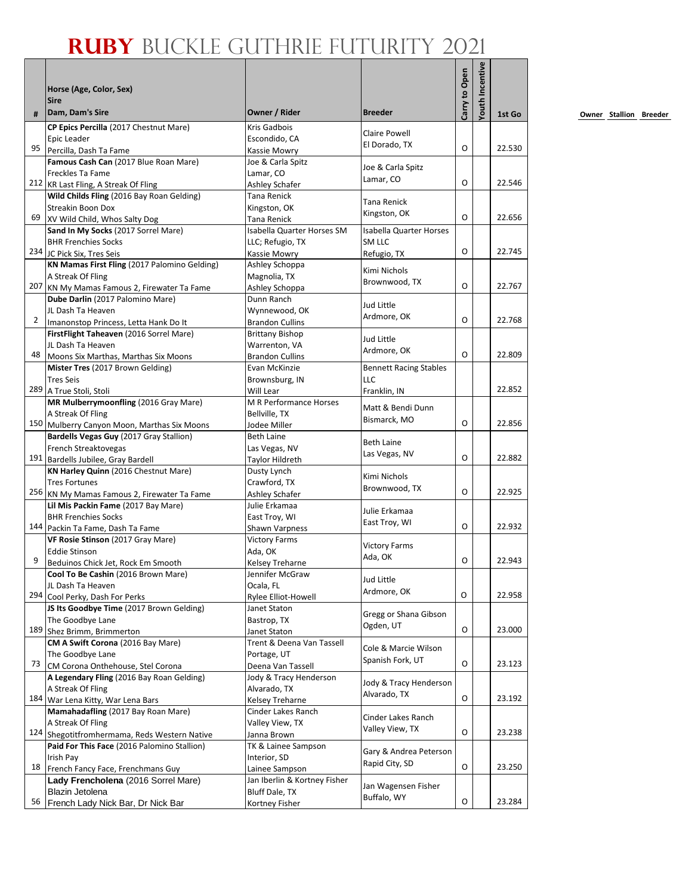# RUBY BUCKLE GUTHRIE FUTURITY 2021

| # | Horse (Age, Color, Sex)<br>Sire<br>Dam, Dam's Sire | Owner / Rider | Breeder | Carry to Open | Youth Incentive | 1st Go |
|---|---|---|---|---|---|---|
| 95 | **CP Epics Percilla** (2017 Chestnut Mare)<br>Epic Leader<br>Percilla, Dash Ta Fame | Kris Gadbois<br>Escondido, CA<br>Kassie Mowry | Claire Powell<br>El Dorado, TX | O | | 22.530 |
| 212 | **Famous Cash Can** (2017 Blue Roan Mare)<br>Freckles Ta Fame<br>KR Last Fling, A Streak Of Fling | Joe & Carla Spitz<br>Lamar, CO<br>Ashley Schafer | Joe & Carla Spitz<br>Lamar, CO | O | | 22.546 |
| 69 | **Wild Childs Fling** (2016 Bay Roan Gelding)<br>Streakin Boon Dox<br>XV Wild Child, Whos Salty Dog | Tana Renick<br>Kingston, OK<br>Tana Renick | Tana Renick<br>Kingston, OK | O | | 22.656 |
| 234 | **Sand In My Socks** (2017 Sorrel Mare)<br>BHR Frenchies Socks<br>JC Pick Six, Tres Seis | Isabella Quarter Horses SM LLC; Refugio, TX<br>Kassie Mowry | Isabella Quarter Horses SM LLC<br>Refugio, TX | O | | 22.745 |
| 207 | **KN Mamas First Fling** (2017 Palomino Gelding)<br>A Streak Of Fling<br>KN My Mamas Famous 2, Firewater Ta Fame | Ashley Schoppa<br>Magnolia, TX<br>Ashley Schoppa | Kimi Nichols<br>Brownwood, TX | O | | 22.767 |
| 2 | **Dube Darlin** (2017 Palomino Mare)<br>JL Dash Ta Heaven<br>Imanonstop Princess, Letta Hank Do It | Dunn Ranch<br>Wynnewood, OK<br>Brandon Cullins | Jud Little<br>Ardmore, OK | O | | 22.768 |
| 48 | **FirstFlight Taheaven** (2016 Sorrel Mare)<br>JL Dash Ta Heaven<br>Moons Six Marthas, Marthas Six Moons | Brittany Bishop<br>Warrenton, VA<br>Brandon Cullins | Jud Little<br>Ardmore, OK | O | | 22.809 |
| 289 | **Mister Tres** (2017 Brown Gelding)<br>Tres Seis<br>A True Stoli, Stoli | Evan McKinzie<br>Brownsburg, IN<br>Will Lear | Bennett Racing Stables LLC<br>Franklin, IN | | | 22.852 |
| 150 | **MR Mulberrymoonfling** (2016 Gray Mare)<br>A Streak Of Fling<br>Mulberry Canyon Moon, Marthas Six Moons | M R Performance Horses<br>Bellville, TX<br>Jodee Miller | Matt & Bendi Dunn<br>Bismarck, MO | O | | 22.856 |
| 191 | **Bardells Vegas Guy** (2017 Gray Stallion)<br>French Streaktovegas<br>Bardells Jubilee, Gray Bardell | Beth Laine<br>Las Vegas, NV<br>Taylor Hildreth | Beth Laine<br>Las Vegas, NV | O | | 22.882 |
| 256 | **KN Harley Quinn** (2016 Chestnut Mare)<br>Tres Fortunes<br>KN My Mamas Famous 2, Firewater Ta Fame | Dusty Lynch<br>Crawford, TX<br>Ashley Schafer | Kimi Nichols<br>Brownwood, TX | O | | 22.925 |
| 144 | **Lil Mis Packin Fame** (2017 Bay Mare)<br>BHR Frenchies Socks<br>Packin Ta Fame, Dash Ta Fame | Julie Erkamaa<br>East Troy, WI<br>Shawn Varpness | Julie Erkamaa<br>East Troy, WI | O | | 22.932 |
| 9 | **VF Rosie Stinson** (2017 Gray Mare)<br>Eddie Stinson<br>Beduinos Chick Jet, Rock Em Smooth | Victory Farms<br>Ada, OK<br>Kelsey Treharne | Victory Farms<br>Ada, OK | O | | 22.943 |
| 294 | **Cool To Be Cashin** (2016 Brown Mare)<br>JL Dash Ta Heaven<br>Cool Perky, Dash For Perks | Jennifer McGraw<br>Ocala, FL<br>Rylee Elliot-Howell | Jud Little<br>Ardmore, OK | O | | 22.958 |
| 189 | **JS Its Goodbye Time** (2017 Brown Gelding)<br>The Goodbye Lane<br>Shez Brimm, Brimmerton | Janet Staton<br>Bastrop, TX<br>Janet Staton | Gregg or Shana Gibson<br>Ogden, UT | O | | 23.000 |
| 73 | **CM A Swift Corona** (2016 Bay Mare)<br>The Goodbye Lane<br>CM Corona Onthehouse, Stel Corona | Trent & Deena Van Tassell<br>Portage, UT<br>Deena Van Tassell | Cole & Marcie Wilson<br>Spanish Fork, UT | O | | 23.123 |
| 184 | **A Legendary Fling** (2016 Bay Roan Gelding)<br>A Streak Of Fling<br>War Lena Kitty, War Lena Bars | Jody & Tracy Henderson<br>Alvarado, TX<br>Kelsey Treharne | Jody & Tracy Henderson<br>Alvarado, TX | O | | 23.192 |
| 124 | **Mamahadafling** (2017 Bay Roan Mare)<br>A Streak Of Fling<br>Shegotitfromhermama, Reds Western Native | Cinder Lakes Ranch<br>Valley View, TX<br>Janna Brown | Cinder Lakes Ranch<br>Valley View, TX | O | | 23.238 |
| 18 | **Paid For This Face** (2016 Palomino Stallion)<br>Irish Pay<br>French Fancy Face, Frenchmans Guy | TK & Lainee Sampson<br>Interior, SD<br>Lainee Sampson | Gary & Andrea Peterson<br>Rapid City, SD | O | | 23.250 |
| 56 | **Lady Frencholena** (2016 Sorrel Mare)<br>Blazin Jetolena<br>French Lady Nick Bar, Dr Nick Bar | Jan Iberlin & Kortney Fisher<br>Bluff Dale, TX<br>Kortney Fisher | Jan Wagensen Fisher<br>Buffalo, WY | O | | 23.284 |

Owner Stallion Breeder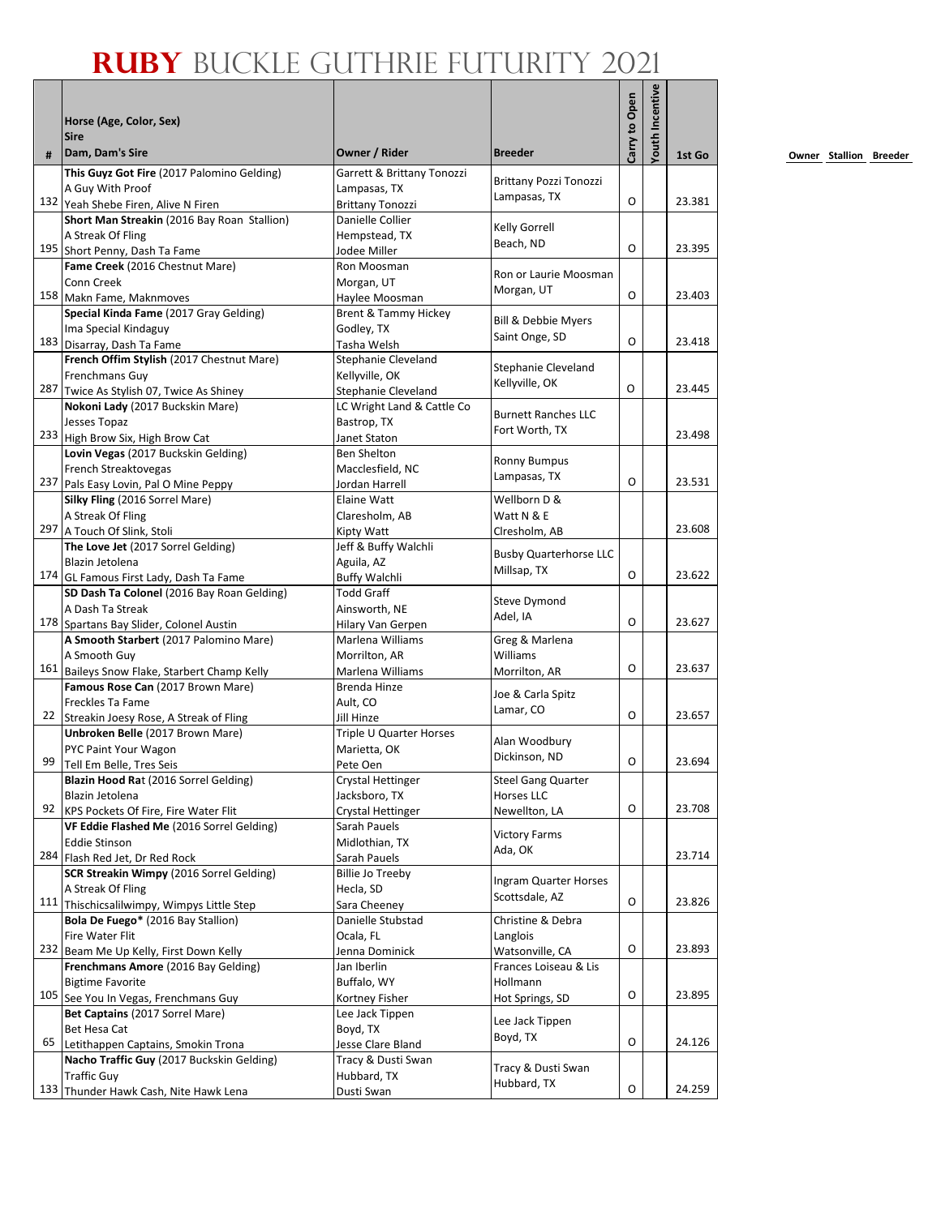# RUBY BUCKLE GUTHRIE FUTURITY 2021

| # | Horse (Age, Color, Sex)<br>Sire<br>Dam, Dam's Sire | Owner / Rider | Breeder | Carry to Open | Youth Incentive | 1st Go |
|---|---|---|---|---|---|---|
| 132 | **This Guyz Got Fire** (2017 Palomino Gelding)<br>A Guy With Proof<br>Yeah Shebe Firen, Alive N Firen | Garrett & Brittany Tonozzi<br>Lampasas, TX<br>Brittany Tonozzi | Brittany Pozzi Tonozzi<br>Lampasas, TX | O | | 23.381 |
| 195 | **Short Man Streakin** (2016 Bay Roan Stallion)<br>A Streak Of Fling<br>Short Penny, Dash Ta Fame | Danielle Collier<br>Hempstead, TX<br>Jodee Miller | Kelly Gorrell<br>Beach, ND | O | | 23.395 |
| 158 | **Fame Creek** (2016 Chestnut Mare)<br>Conn Creek<br>Makn Fame, Maknmoves | Ron Moosman<br>Morgan, UT<br>Haylee Moosman | Ron or Laurie Moosman<br>Morgan, UT | O | | 23.403 |
| 183 | **Special Kinda Fame** (2017 Gray Gelding)<br>Ima Special Kindaguy<br>Disarray, Dash Ta Fame | Brent & Tammy Hickey<br>Godley, TX<br>Tasha Welsh | Bill & Debbie Myers<br>Saint Onge, SD | O | | 23.418 |
| 287 | **French Offim Stylish** (2017 Chestnut Mare)<br>Frenchmans Guy<br>Twice As Stylish 07, Twice As Shiney | Stephanie Cleveland<br>Kellyville, OK<br>Stephanie Cleveland | Stephanie Cleveland<br>Kellyville, OK | O | | 23.445 |
| 233 | **Nokoni Lady** (2017 Buckskin Mare)<br>Jesses Topaz<br>High Brow Six, High Brow Cat | LC Wright Land & Cattle Co<br>Bastrop, TX<br>Janet Staton | Burnett Ranches LLC<br>Fort Worth, TX | | | 23.498 |
| 237 | **Lovin Vegas** (2017 Buckskin Gelding)<br>French Streaktovegas<br>Pals Easy Lovin, Pal O Mine Peppy | Ben Shelton<br>Macclesfield, NC<br>Jordan Harrell | Ronny Bumpus<br>Lampasas, TX | O | | 23.531 |
| 297 | **Silky Fling** (2016 Sorrel Mare)<br>A Streak Of Fling<br>A Touch Of Slink, Stoli | Elaine Watt<br>Claresholm, AB<br>Kipty Watt | Wellborn D &<br>Watt N & E<br>Clresholm, AB | | | 23.608 |
| 174 | **The Love Jet** (2017 Sorrel Gelding)<br>Blazin Jetolena<br>GL Famous First Lady, Dash Ta Fame | Jeff & Buffy Walchli<br>Aguila, AZ<br>Buffy Walchli | Busby Quarterhorse LLC<br>Millsap, TX | O | | 23.622 |
| 178 | **SD Dash Ta Colonel** (2016 Bay Roan Gelding)<br>A Dash Ta Streak<br>Spartans Bay Slider, Colonel Austin | Todd Graff<br>Ainsworth, NE<br>Hilary Van Gerpen | Steve Dymond<br>Adel, IA | O | | 23.627 |
| 161 | **A Smooth Starbert** (2017 Palomino Mare)<br>A Smooth Guy<br>Baileys Snow Flake, Starbert Champ Kelly | Marlena Williams<br>Morrilton, AR<br>Marlena Williams | Greg & Marlena<br>Williams<br>Morrilton, AR | O | | 23.637 |
| 22 | **Famous Rose Can** (2017 Brown Mare)<br>Freckles Ta Fame<br>Streakin Joesy Rose, A Streak of Fling | Brenda Hinze<br>Ault, CO<br>Jill Hinze | Joe & Carla Spitz<br>Lamar, CO | O | | 23.657 |
| 99 | **Unbroken Belle** (2017 Brown Mare)<br>PYC Paint Your Wagon<br>Tell Em Belle, Tres Seis | Triple U Quarter Horses<br>Marietta, OK<br>Pete Oen | Alan Woodbury<br>Dickinson, ND | O | | 23.694 |
| 92 | **Blazin Hood Rat** (2016 Sorrel Gelding)<br>Blazin Jetolena<br>KPS Pockets Of Fire, Fire Water Flit | Crystal Hettinger<br>Jacksboro, TX<br>Crystal Hettinger | Steel Gang Quarter<br>Horses LLC<br>Newellton, LA | O | | 23.708 |
| 284 | **VF Eddie Flashed Me** (2016 Sorrel Gelding)<br>Eddie Stinson<br>Flash Red Jet, Dr Red Rock | Sarah Pauels<br>Midlothian, TX<br>Sarah Pauels | Victory Farms<br>Ada, OK | | | 23.714 |
| 111 | **SCR Streakin Wimpy** (2016 Sorrel Gelding)<br>A Streak Of Fling<br>Thischicsalilwimpy, Wimpys Little Step | Billie Jo Treeby<br>Hecla, SD<br>Sara Cheeney | Ingram Quarter Horses<br>Scottsdale, AZ | O | | 23.826 |
| 232 | **Bola De Fuego*** (2016 Bay Stallion)<br>Fire Water Flit<br>Beam Me Up Kelly, First Down Kelly | Danielle Stubstad<br>Ocala, FL<br>Jenna Dominick | Christine & Debra<br>Langlois<br>Watsonville, CA | O | | 23.893 |
| 105 | **Frenchmans Amore** (2016 Bay Gelding)<br>Bigtime Favorite<br>See You In Vegas, Frenchmans Guy | Jan Iberlin<br>Buffalo, WY<br>Kortney Fisher | Frances Loiseau & Lis<br>Hollmann<br>Hot Springs, SD | O | | 23.895 |
| 65 | **Bet Captains** (2017 Sorrel Mare)<br>Bet Hesa Cat<br>Letithappen Captains, Smokin Trona | Lee Jack Tippen<br>Boyd, TX<br>Jesse Clare Bland | Lee Jack Tippen<br>Boyd, TX | O | | 24.126 |
| 133 | **Nacho Traffic Guy** (2017 Buckskin Gelding)<br>Traffic Guy<br>Thunder Hawk Cash, Nite Hawk Lena | Tracy & Dusti Swan<br>Hubbard, TX<br>Dusti Swan | Tracy & Dusti Swan<br>Hubbard, TX | O | | 24.259 |

Owner Stallion Breeder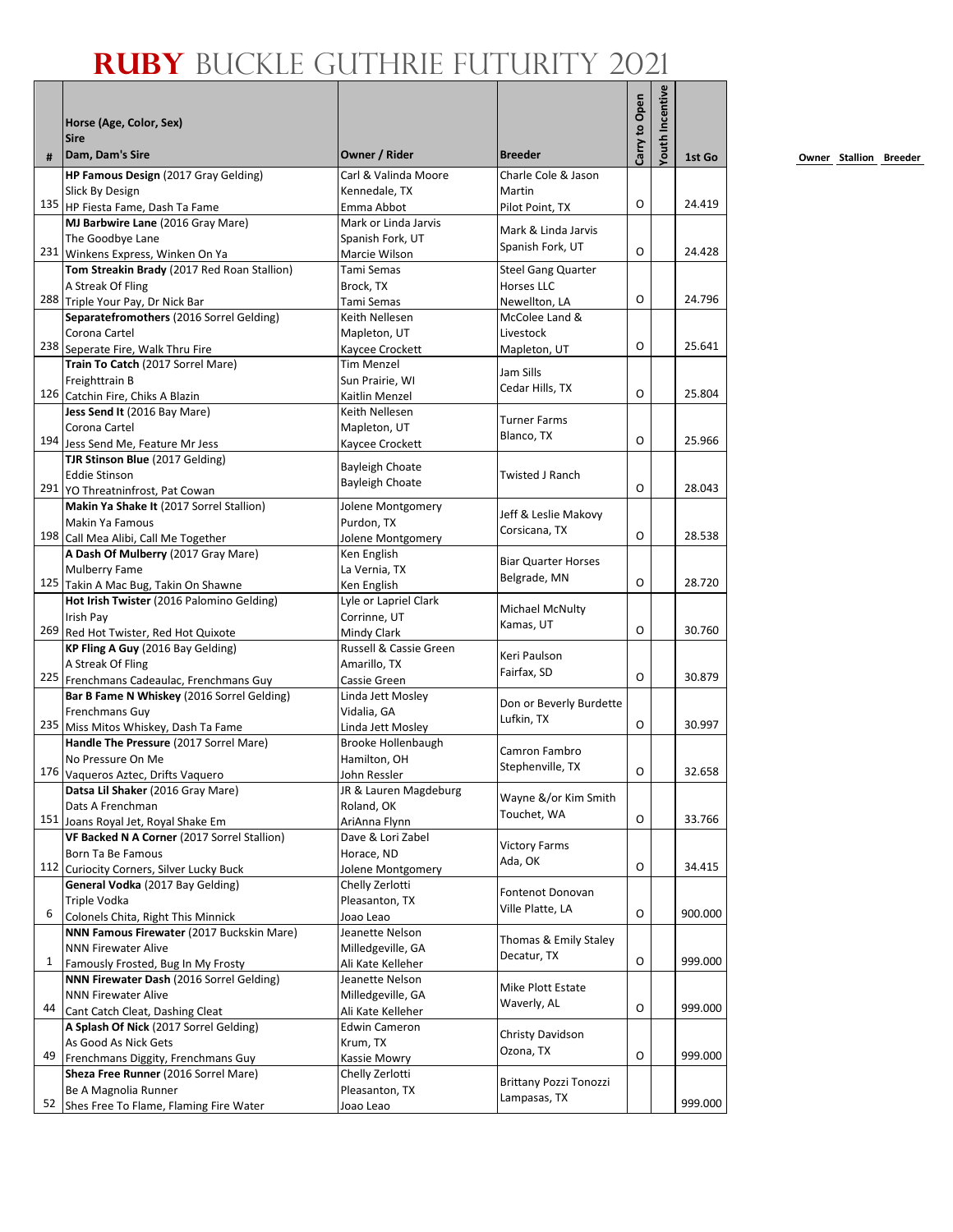# RUBY BUCKLE GUTHRIE FUTURITY 2021

| # | Horse (Age, Color, Sex) Sire Dam, Dam's Sire | Owner / Rider | Breeder | Carry to Open | Youth Incentive | 1st Go |
|---|---|---|---|---|---|---|
| 135 | **HP Famous Design** (2017 Gray Gelding) Slick By Design HP Fiesta Fame, Dash Ta Fame | Carl & Valinda Moore Kennedale, TX Emma Abbot | Charle Cole & Jason Martin Pilot Point, TX | O | | 24.419 |
| 231 | **MJ Barbwire Lane** (2016 Gray Mare) The Goodbye Lane Winkens Express, Winken On Ya | Mark or Linda Jarvis Spanish Fork, UT Marcie Wilson | Mark & Linda Jarvis Spanish Fork, UT | O | | 24.428 |
| 288 | **Tom Streakin Brady** (2017 Red Roan Stallion) A Streak Of Fling Triple Your Pay, Dr Nick Bar | Tami Semas Brock, TX Tami Semas | Steel Gang Quarter Horses LLC Newellton, LA | O | | 24.796 |
| 238 | **Separatefromothers** (2016 Sorrel Gelding) Corona Cartel Seperate Fire, Walk Thru Fire | Keith Nellesen Mapleton, UT Kaycee Crockett | McColee Land & Livestock Mapleton, UT | O | | 25.641 |
| 126 | **Train To Catch** (2017 Sorrel Mare) Freighttrain B Catchin Fire, Chiks A Blazin | Tim Menzel Sun Prairie, WI Kaitlin Menzel | Jam Sills Cedar Hills, TX | O | | 25.804 |
| 194 | **Jess Send It** (2016 Bay Mare) Corona Cartel Jess Send Me, Feature Mr Jess | Keith Nellesen Mapleton, UT Kaycee Crockett | Turner Farms Blanco, TX | O | | 25.966 |
| 291 | **TJR Stinson Blue** (2017 Gelding) Eddie Stinson YO Threatninfrost, Pat Cowan | Bayleigh Choate Bayleigh Choate | Twisted J Ranch | O | | 28.043 |
| 198 | **Makin Ya Shake It** (2017 Sorrel Stallion) Makin Ya Famous Call Mea Alibi, Call Me Together | Jolene Montgomery Purdon, TX Jolene Montgomery | Jeff & Leslie Makovy Corsicana, TX | O | | 28.538 |
| 125 | **A Dash Of Mulberry** (2017 Gray Mare) Mulberry Fame Takin A Mac Bug, Takin On Shawne | Ken English La Vernia, TX Ken English | Biar Quarter Horses Belgrade, MN | O | | 28.720 |
| 269 | **Hot Irish Twister** (2016 Palomino Gelding) Irish Pay Red Hot Twister, Red Hot Quixote | Lyle or Lapriel Clark Corrinne, UT Mindy Clark | Michael McNulty Kamas, UT | O | | 30.760 |
| 225 | **KP Fling A Guy** (2016 Bay Gelding) A Streak Of Fling Frenchmans Cadeaulac, Frenchmans Guy | Russell & Cassie Green Amarillo, TX Cassie Green | Keri Paulson Fairfax, SD | O | | 30.879 |
| 235 | **Bar B Fame N Whiskey** (2016 Sorrel Gelding) Frenchmans Guy Miss Mitos Whiskey, Dash Ta Fame | Linda Jett Mosley Vidalia, GA Linda Jett Mosley | Don or Beverly Burdette Lufkin, TX | O | | 30.997 |
| 176 | **Handle The Pressure** (2017 Sorrel Mare) No Pressure On Me Vaqueros Aztec, Drifts Vaquero | Brooke Hollenbaugh Hamilton, OH John Ressler | Camron Fambro Stephenville, TX | O | | 32.658 |
| 151 | **Datsa Lil Shaker** (2016 Gray Mare) Dats A Frenchman Joans Royal Jet, Royal Shake Em | JR & Lauren Magdeburg Roland, OK AriAnna Flynn | Wayne &/or Kim Smith Touchet, WA | O | | 33.766 |
| 112 | **VF Backed N A Corner** (2017 Sorrel Stallion) Born Ta Be Famous Curiocity Corners, Silver Lucky Buck | Dave & Lori Zabel Horace, ND Jolene Montgomery | Victory Farms Ada, OK | O | | 34.415 |
| 6 | **General Vodka** (2017 Bay Gelding) Triple Vodka Colonels Chita, Right This Minnick | Chelly Zerlotti Pleasanton, TX Joao Leao | Fontenot Donovan Ville Platte, LA | O | | 900.000 |
| 1 | **NNN Famous Firewater** (2017 Buckskin Mare) NNN Firewater Alive Famously Frosted, Bug In My Frosty | Jeanette Nelson Milledgeville, GA Ali Kate Kelleher | Thomas & Emily Staley Decatur, TX | O | | 999.000 |
| 44 | **NNN Firewater Dash** (2016 Sorrel Gelding) NNN Firewater Alive Cant Catch Cleat, Dashing Cleat | Jeanette Nelson Milledgeville, GA Ali Kate Kelleher | Mike Plott Estate Waverly, AL | O | | 999.000 |
| 49 | **A Splash Of Nick** (2017 Sorrel Gelding) As Good As Nick Gets Frenchmans Diggity, Frenchmans Guy | Edwin Cameron Krum, TX Kassie Mowry | Christy Davidson Ozona, TX | O | | 999.000 |
| 52 | **Sheza Free Runner** (2016 Sorrel Mare) Be A Magnolia Runner Shes Free To Flame, Flaming Fire Water | Chelly Zerlotti Pleasanton, TX Joao Leao | Brittany Pozzi Tonozzi Lampasas, TX | | | 999.000 |

Owner Stallion Breeder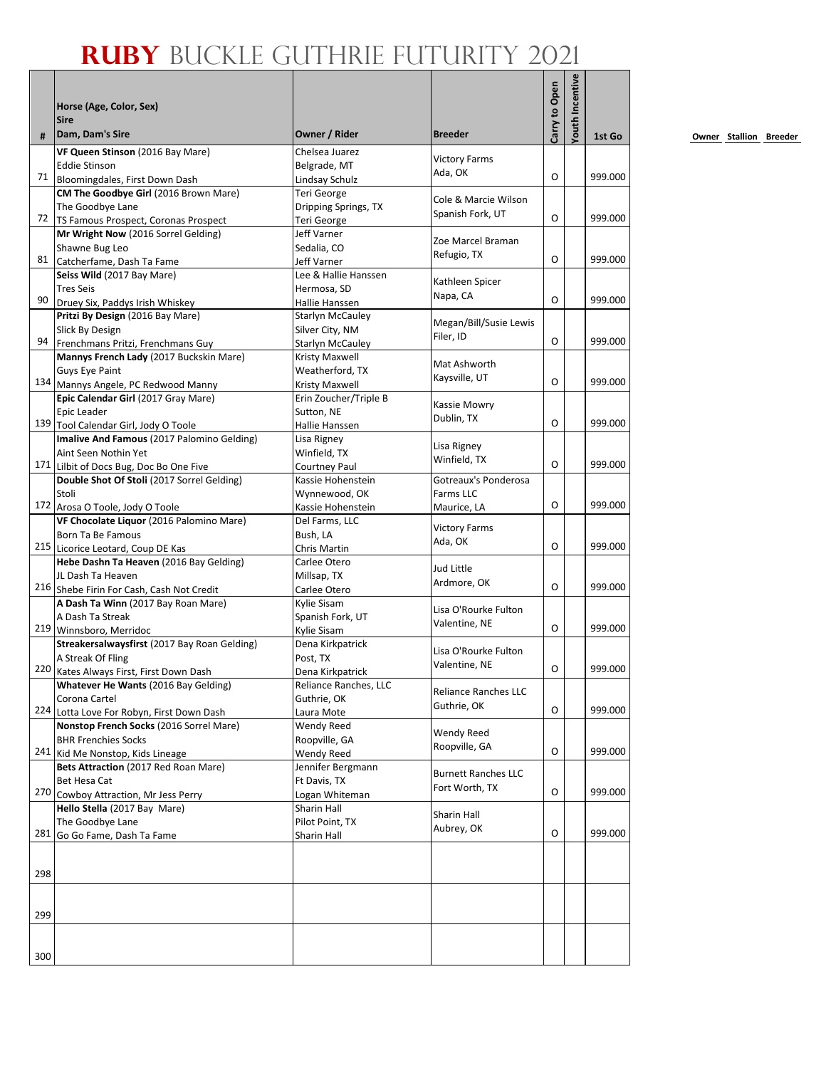# RUBY BUCKLE GUTHRIE FUTURITY 2021

| # | Horse (Age, Color, Sex)<br>Sire<br>Dam, Dam's Sire | Owner / Rider | Breeder | Carry to Open | Youth Incentive | 1st Go |
|---|---|---|---|---|---|---|
| 71 | **VF Queen Stinson** (2016 Bay Mare)<br>Eddie Stinson<br>Bloomingdales, First Down Dash | Chelsea Juarez<br>Belgrade, MT<br>Lindsay Schulz | Victory Farms<br>Ada, OK | O | | 999.000 |
| 72 | **CM The Goodbye Girl** (2016 Brown Mare)<br>The Goodbye Lane<br>TS Famous Prospect, Coronas Prospect | Teri George<br>Dripping Springs, TX<br>Teri George | Cole & Marcie Wilson<br>Spanish Fork, UT | O | | 999.000 |
| 81 | **Mr Wright Now** (2016 Sorrel Gelding)<br>Shawne Bug Leo<br>Catcherfame, Dash Ta Fame | Jeff Varner<br>Sedalia, CO<br>Jeff Varner | Zoe Marcel Braman<br>Refugio, TX | O | | 999.000 |
| 90 | **Seiss Wild** (2017 Bay Mare)<br>Tres Seis<br>Druey Six, Paddys Irish Whiskey | Lee & Hallie Hanssen<br>Hermosa, SD<br>Hallie Hanssen | Kathleen Spicer<br>Napa, CA | O | | 999.000 |
| 94 | **Pritzi By Design** (2016 Bay Mare)<br>Slick By Design<br>Frenchmans Pritzi, Frenchmans Guy | Starlyn McCauley<br>Silver City, NM<br>Starlyn McCauley | Megan/Bill/Susie Lewis<br>Filer, ID | O | | 999.000 |
| 134 | **Mannys French Lady** (2017 Buckskin Mare)<br>Guys Eye Paint<br>Mannys Angele, PC Redwood Manny | Kristy Maxwell<br>Weatherford, TX<br>Kristy Maxwell | Mat Ashworth<br>Kaysville, UT | O | | 999.000 |
| 139 | **Epic Calendar Girl** (2017 Gray Mare)<br>Epic Leader<br>Tool Calendar Girl, Jody O Toole | Erin Zoucher/Triple B<br>Sutton, NE<br>Hallie Hanssen | Kassie Mowry<br>Dublin, TX | O | | 999.000 |
| 171 | **Imalive And Famous** (2017 Palomino Gelding)<br>Aint Seen Nothin Yet<br>Lilbit of Docs Bug, Doc Bo One Five | Lisa Rigney<br>Winfield, TX<br>Courtney Paul | Lisa Rigney<br>Winfield, TX | O | | 999.000 |
| 172 | **Double Shot Of Stoli** (2017 Sorrel Gelding)<br>Stoli<br>Arosa O Toole, Jody O Toole | Kassie Hohenstein<br>Wynnewood, OK<br>Kassie Hohenstein | Gotreaux's Ponderosa Farms LLC<br>Maurice, LA | O | | 999.000 |
| 215 | **VF Chocolate Liquor** (2016 Palomino Mare)<br>Born Ta Be Famous<br>Licorice Leotard, Coup DE Kas | Del Farms, LLC<br>Bush, LA<br>Chris Martin | Victory Farms<br>Ada, OK | O | | 999.000 |
| 216 | **Hebe Dashn Ta Heaven** (2016 Bay Gelding)<br>JL Dash Ta Heaven<br>Shebe Firin For Cash, Cash Not Credit | Carlee Otero<br>Millsap, TX<br>Carlee Otero | Jud Little<br>Ardmore, OK | O | | 999.000 |
| 219 | **A Dash Ta Winn** (2017 Bay Roan Mare)<br>A Dash Ta Streak<br>Winnsboro, Merridoc | Kylie Sisam<br>Spanish Fork, UT<br>Kylie Sisam | Lisa O'Rourke Fulton<br>Valentine, NE | O | | 999.000 |
| 220 | **Streakersalwaysfirst** (2017 Bay Roan Gelding)<br>A Streak Of Fling<br>Kates Always First, First Down Dash | Dena Kirkpatrick<br>Post, TX<br>Dena Kirkpatrick | Lisa O'Rourke Fulton<br>Valentine, NE | O | | 999.000 |
| 224 | **Whatever He Wants** (2016 Bay Gelding)<br>Corona Cartel<br>Lotta Love For Robyn, First Down Dash | Reliance Ranches, LLC<br>Guthrie, OK<br>Laura Mote | Reliance Ranches LLC<br>Guthrie, OK | O | | 999.000 |
| 241 | **Nonstop French Socks** (2016 Sorrel Mare)<br>BHR Frenchies Socks<br>Kid Me Nonstop, Kids Lineage | Wendy Reed<br>Roopville, GA<br>Wendy Reed | Wendy Reed<br>Roopville, GA | O | | 999.000 |
| 270 | **Bets Attraction** (2017 Red Roan Mare)<br>Bet Hesa Cat<br>Cowboy Attraction, Mr Jess Perry | Jennifer Bergmann<br>Ft Davis, TX<br>Logan Whiteman | Burnett Ranches LLC<br>Fort Worth, TX | O | | 999.000 |
| 281 | **Hello Stella** (2017 Bay Mare)<br>The Goodbye Lane<br>Go Go Fame, Dash Ta Fame | Sharin Hall<br>Pilot Point, TX<br>Sharin Hall | Sharin Hall<br>Aubrey, OK | O | | 999.000 |
| 298 | | | | | | |
| 299 | | | | | | |
| 300 | | | | | | |

Owner Stallion Breeder